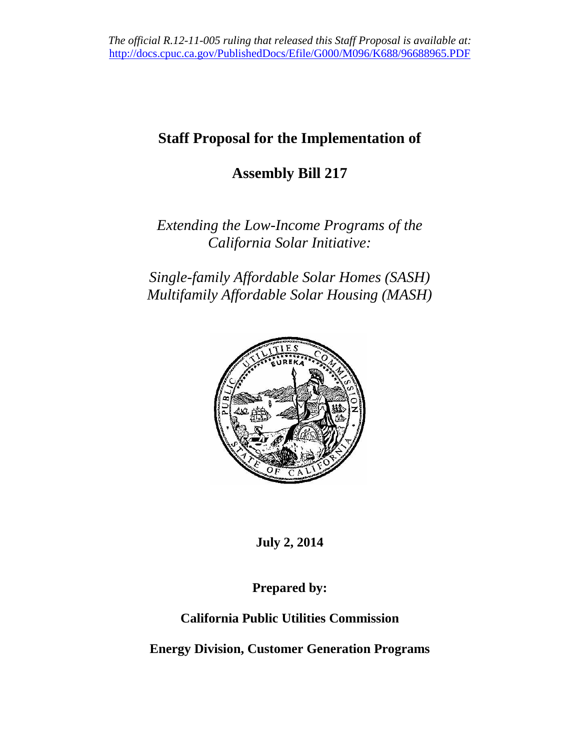*The official R.12-11-005 ruling that released this Staff Proposal is available at:* [http://docs.cpuc.ca.gov/PublishedDocs/Efile/G000/M096/K688/96688965.PDF](http://docs.cpuc.ca.gov/PublishedDocs/Efile/G000/M096/K688/96688965.PDF)

# Staff Proposal for the Implementation of

# Assembly Bill 217

*Extending the Low-Income Programs of the California Solar Initiative:*

*Single-family Affordable Solar Homes (SASH)*
*Multifamily Affordable Solar Housing (MASH)*

**July 2, 2014**

**Prepared by:**

**California Public Utilities Commission**

**Energy Division, Customer Generation Programs**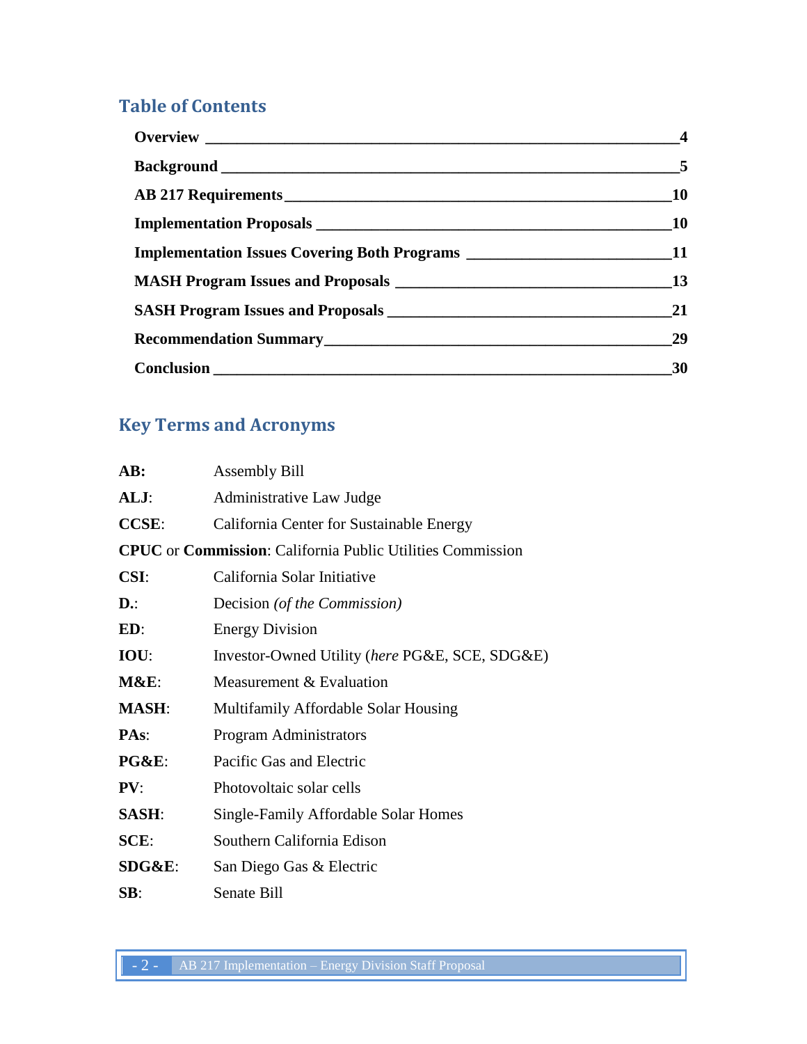## Table of Contents

**Overview** ____________________ **4**

**Background** ____________________ **5**

**AB 217 Requirements** ____________________ **10**

**Implementation Proposals** ____________________ **10**

**Implementation Issues Covering Both Programs** ____________________ **11**

**MASH Program Issues and Proposals** ____________________ **13**

**SASH Program Issues and Proposals** ____________________ **21**

**Recommendation Summary** ____________________ **29**

**Conclusion** ____________________ **30**

## Key Terms and Acronyms

**AB:** Assembly Bill

**ALJ**: Administrative Law Judge

**CCSE**: California Center for Sustainable Energy

**CPUC** or **Commission**: California Public Utilities Commission

**CSI**: California Solar Initiative

**D.**: Decision *(of the Commission)*

**ED**: Energy Division

**IOU**: Investor-Owned Utility (*here* PG&E, SCE, SDG&E)

**M&E**: Measurement & Evaluation

**MASH**: Multifamily Affordable Solar Housing

**PAs**: Program Administrators

**PG&E**: Pacific Gas and Electric

**PV**: Photovoltaic solar cells

**SASH**: Single-Family Affordable Solar Homes

**SCE**: Southern California Edison

**SDG&E**: San Diego Gas & Electric

**SB**: Senate Bill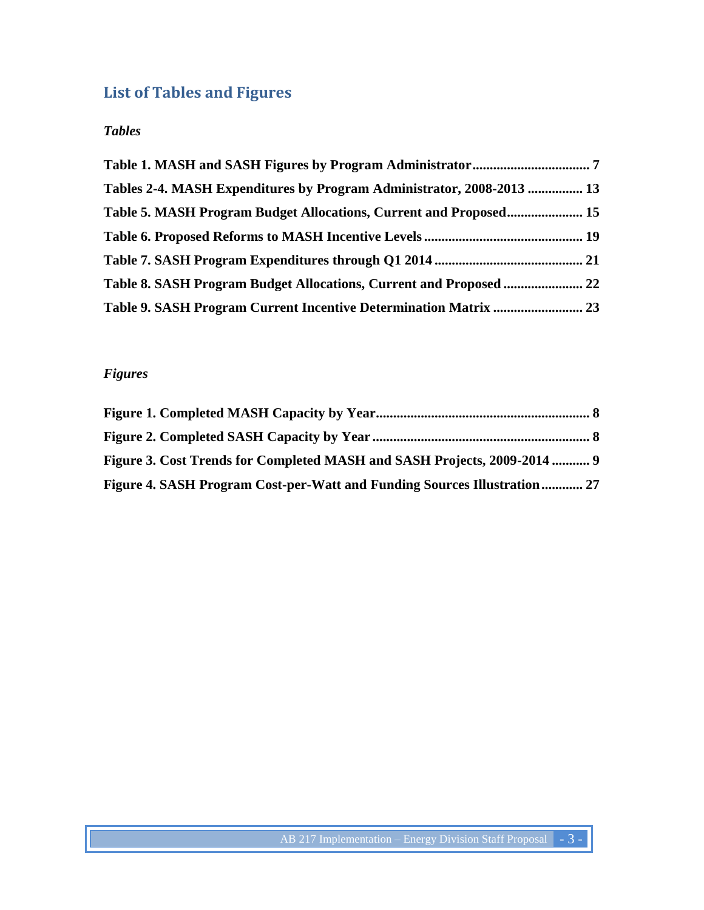## List of Tables and Figures

### *Tables*

**Table 1. MASH and SASH Figures by Program Administrator .................................. 7**

**Tables 2-4. MASH Expenditures by Program Administrator, 2008-2013 ................ 13**

**Table 5. MASH Program Budget Allocations, Current and Proposed ...................... 15**

**Table 6. Proposed Reforms to MASH Incentive Levels ............................................. 19**

**Table 7. SASH Program Expenditures through Q1 2014 ........................................... 21**

**Table 8. SASH Program Budget Allocations, Current and Proposed ....................... 22**

**Table 9. SASH Program Current Incentive Determination Matrix .......................... 23**

### *Figures*

**Figure 1. Completed MASH Capacity by Year ............................................................. 8**

**Figure 2. Completed SASH Capacity by Year .............................................................. 8**

**Figure 3. Cost Trends for Completed MASH and SASH Projects, 2009-2014 ........... 9**

**Figure 4. SASH Program Cost-per-Watt and Funding Sources Illustration ............ 27**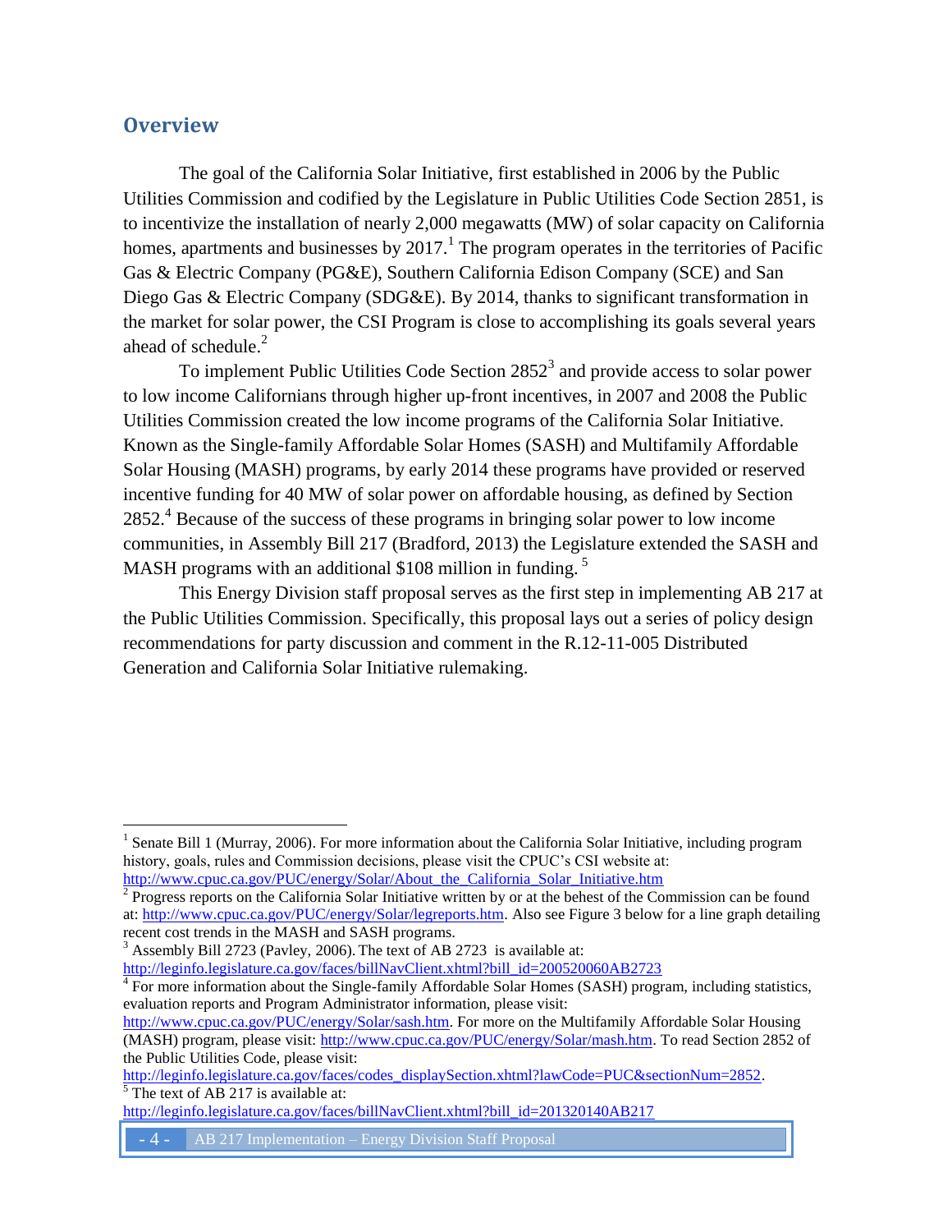## Overview

The goal of the California Solar Initiative, first established in 2006 by the Public Utilities Commission and codified by the Legislature in Public Utilities Code Section 2851, is to incentivize the installation of nearly 2,000 megawatts (MW) of solar capacity on California homes, apartments and businesses by 2017.[1] The program operates in the territories of Pacific Gas & Electric Company (PG&E), Southern California Edison Company (SCE) and San Diego Gas & Electric Company (SDG&E). By 2014, thanks to significant transformation in the market for solar power, the CSI Program is close to accomplishing its goals several years ahead of schedule.[2]

To implement Public Utilities Code Section 2852[3] and provide access to solar power to low income Californians through higher up-front incentives, in 2007 and 2008 the Public Utilities Commission created the low income programs of the California Solar Initiative. Known as the Single-family Affordable Solar Homes (SASH) and Multifamily Affordable Solar Housing (MASH) programs, by early 2014 these programs have provided or reserved incentive funding for 40 MW of solar power on affordable housing, as defined by Section 2852.[4] Because of the success of these programs in bringing solar power to low income communities, in Assembly Bill 217 (Bradford, 2013) the Legislature extended the SASH and MASH programs with an additional $108 million in funding. [5]

This Energy Division staff proposal serves as the first step in implementing AB 217 at the Public Utilities Commission. Specifically, this proposal lays out a series of policy design recommendations for party discussion and comment in the R.12-11-005 Distributed Generation and California Solar Initiative rulemaking.

---

[1] Senate Bill 1 (Murray, 2006). For more information about the California Solar Initiative, including program history, goals, rules and Commission decisions, please visit the CPUC's CSI website at: http://www.cpuc.ca.gov/PUC/energy/Solar/About_the_California_Solar_Initiative.htm

[2] Progress reports on the California Solar Initiative written by or at the behest of the Commission can be found at: http://www.cpuc.ca.gov/PUC/energy/Solar/legreports.htm. Also see Figure 3 below for a line graph detailing recent cost trends in the MASH and SASH programs.

[3] Assembly Bill 2723 (Pavley, 2006). The text of AB 2723 is available at: http://leginfo.legislature.ca.gov/faces/billNavClient.xhtml?bill_id=200520060AB2723

[4] For more information about the Single-family Affordable Solar Homes (SASH) program, including statistics, evaluation reports and Program Administrator information, please visit: http://www.cpuc.ca.gov/PUC/energy/Solar/sash.htm. For more on the Multifamily Affordable Solar Housing (MASH) program, please visit: http://www.cpuc.ca.gov/PUC/energy/Solar/mash.htm. To read Section 2852 of the Public Utilities Code, please visit: http://leginfo.legislature.ca.gov/faces/codes_displaySection.xhtml?lawCode=PUC&sectionNum=2852.

[5] The text of AB 217 is available at: http://leginfo.legislature.ca.gov/faces/billNavClient.xhtml?bill_id=201320140AB217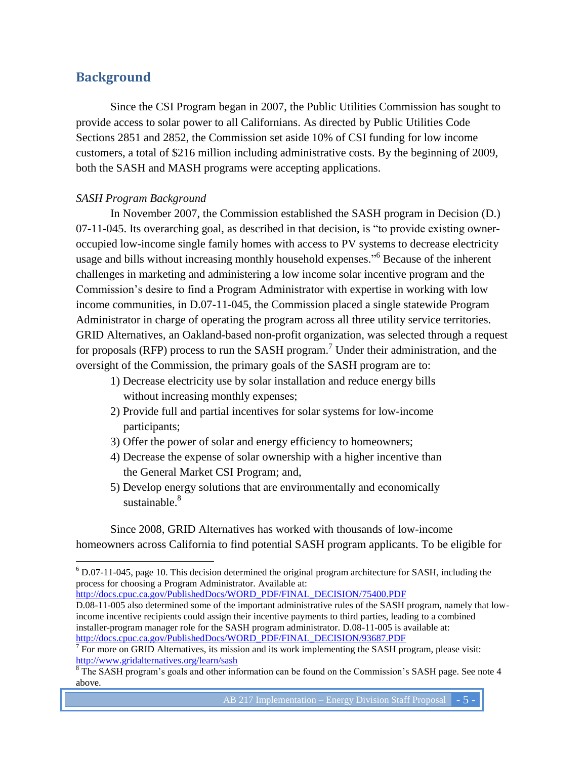## Background

Since the CSI Program began in 2007, the Public Utilities Commission has sought to provide access to solar power to all Californians. As directed by Public Utilities Code Sections 2851 and 2852, the Commission set aside 10% of CSI funding for low income customers, a total of $216 million including administrative costs. By the beginning of 2009, both the SASH and MASH programs were accepting applications.

*SASH Program Background*

In November 2007, the Commission established the SASH program in Decision (D.) 07-11-045. Its overarching goal, as described in that decision, is "to provide existing owner-occupied low-income single family homes with access to PV systems to decrease electricity usage and bills without increasing monthly household expenses."[6] Because of the inherent challenges in marketing and administering a low income solar incentive program and the Commission's desire to find a Program Administrator with expertise in working with low income communities, in D.07-11-045, the Commission placed a single statewide Program Administrator in charge of operating the program across all three utility service territories. GRID Alternatives, an Oakland-based non-profit organization, was selected through a request for proposals (RFP) process to run the SASH program.[7] Under their administration, and the oversight of the Commission, the primary goals of the SASH program are to:

1) Decrease electricity use by solar installation and reduce energy bills without increasing monthly expenses;
2) Provide full and partial incentives for solar systems for low-income participants;
3) Offer the power of solar and energy efficiency to homeowners;
4) Decrease the expense of solar ownership with a higher incentive than the General Market CSI Program; and,
5) Develop energy solutions that are environmentally and economically sustainable.[8]

Since 2008, GRID Alternatives has worked with thousands of low-income homeowners across California to find potential SASH program applicants. To be eligible for

---

[6] D.07-11-045, page 10. This decision determined the original program architecture for SASH, including the process for choosing a Program Administrator. Available at: http://docs.cpuc.ca.gov/PublishedDocs/WORD_PDF/FINAL_DECISION/75400.PDF
D.08-11-005 also determined some of the important administrative rules of the SASH program, namely that low-income incentive recipients could assign their incentive payments to third parties, leading to a combined installer-program manager role for the SASH program administrator. D.08-11-005 is available at: http://docs.cpuc.ca.gov/PublishedDocs/WORD_PDF/FINAL_DECISION/93687.PDF

[7] For more on GRID Alternatives, its mission and its work implementing the SASH program, please visit: http://www.gridalternatives.org/learn/sash

[8] The SASH program's goals and other information can be found on the Commission's SASH page. See note 4 above.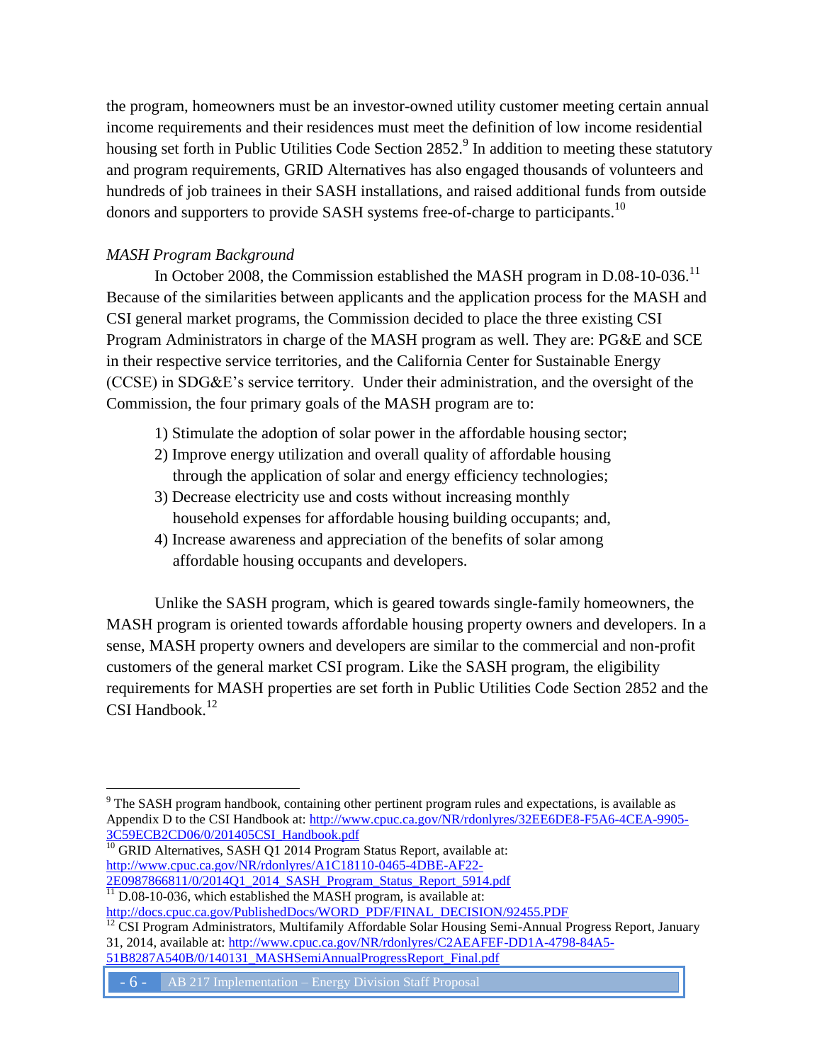the program, homeowners must be an investor-owned utility customer meeting certain annual income requirements and their residences must meet the definition of low income residential housing set forth in Public Utilities Code Section 2852.[9] In addition to meeting these statutory and program requirements, GRID Alternatives has also engaged thousands of volunteers and hundreds of job trainees in their SASH installations, and raised additional funds from outside donors and supporters to provide SASH systems free-of-charge to participants.[10]

*MASH Program Background*

In October 2008, the Commission established the MASH program in D.08-10-036.[11] Because of the similarities between applicants and the application process for the MASH and CSI general market programs, the Commission decided to place the three existing CSI Program Administrators in charge of the MASH program as well. They are: PG&E and SCE in their respective service territories, and the California Center for Sustainable Energy (CCSE) in SDG&E's service territory. Under their administration, and the oversight of the Commission, the four primary goals of the MASH program are to:

1) Stimulate the adoption of solar power in the affordable housing sector;
2) Improve energy utilization and overall quality of affordable housing through the application of solar and energy efficiency technologies;
3) Decrease electricity use and costs without increasing monthly household expenses for affordable housing building occupants; and,
4) Increase awareness and appreciation of the benefits of solar among affordable housing occupants and developers.

Unlike the SASH program, which is geared towards single-family homeowners, the MASH program is oriented towards affordable housing property owners and developers. In a sense, MASH property owners and developers are similar to the commercial and non-profit customers of the general market CSI program. Like the SASH program, the eligibility requirements for MASH properties are set forth in Public Utilities Code Section 2852 and the CSI Handbook.[12]

---

[9] The SASH program handbook, containing other pertinent program rules and expectations, is available as Appendix D to the CSI Handbook at: http://www.cpuc.ca.gov/NR/rdonlyres/32EE6DE8-F5A6-4CEA-9905-3C59ECB2CD06/0/201405CSI_Handbook.pdf

[10] GRID Alternatives, SASH Q1 2014 Program Status Report, available at: http://www.cpuc.ca.gov/NR/rdonlyres/A1C18110-0465-4DBE-AF22-2E0987866811/0/2014Q1_2014_SASH_Program_Status_Report_5914.pdf

[11] D.08-10-036, which established the MASH program, is available at: http://docs.cpuc.ca.gov/PublishedDocs/WORD_PDF/FINAL_DECISION/92455.PDF

[12] CSI Program Administrators, Multifamily Affordable Solar Housing Semi-Annual Progress Report, January 31, 2014, available at: http://www.cpuc.ca.gov/NR/rdonlyres/C2AEAFEF-DD1A-4798-84A5-51B8287A540B/0/140131_MASHSemiAnnualProgressReport_Final.pdf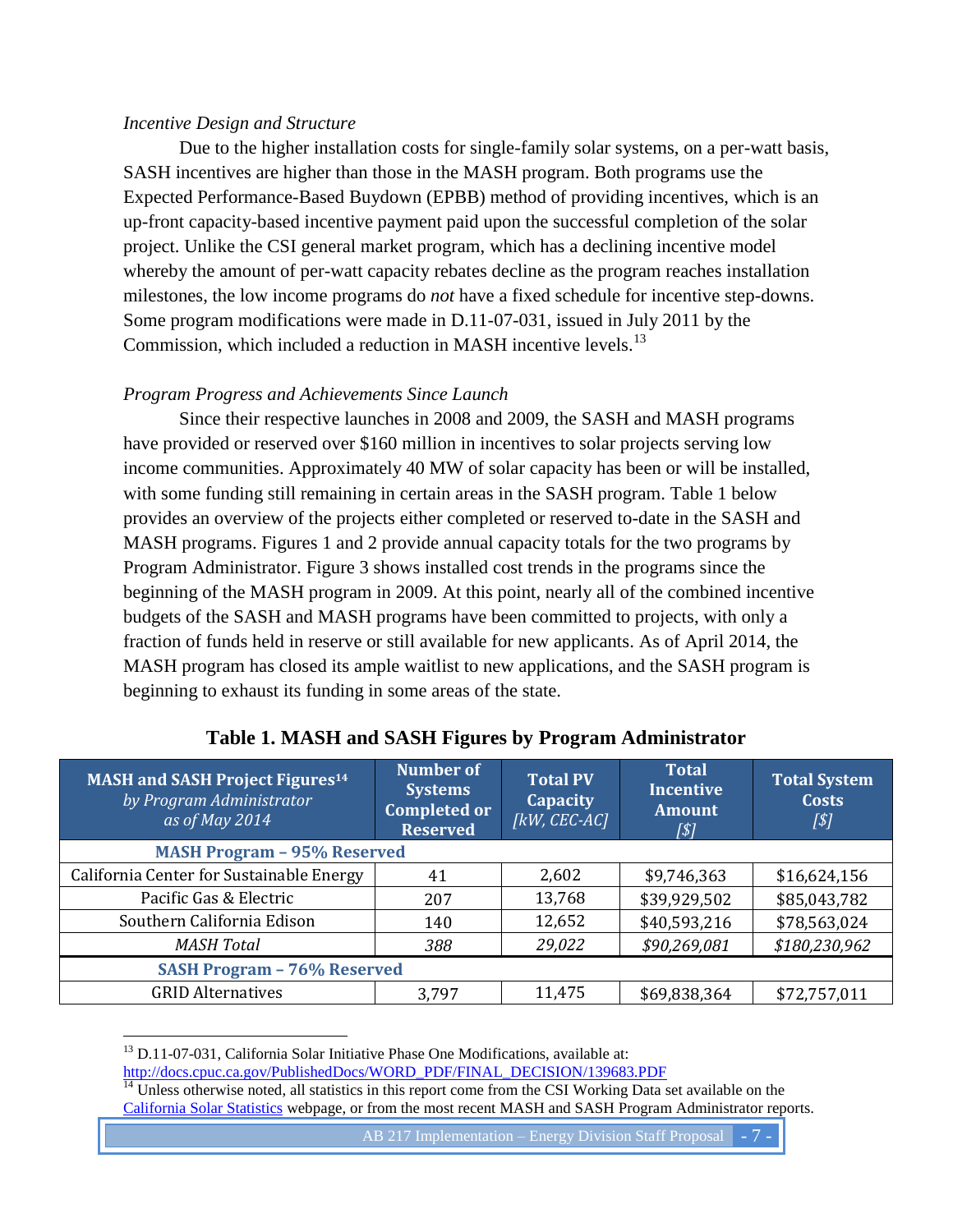*Incentive Design and Structure*

Due to the higher installation costs for single-family solar systems, on a per-watt basis, SASH incentives are higher than those in the MASH program. Both programs use the Expected Performance-Based Buydown (EPBB) method of providing incentives, which is an up-front capacity-based incentive payment paid upon the successful completion of the solar project. Unlike the CSI general market program, which has a declining incentive model whereby the amount of per-watt capacity rebates decline as the program reaches installation milestones, the low income programs do *not* have a fixed schedule for incentive step-downs. Some program modifications were made in D.11-07-031, issued in July 2011 by the Commission, which included a reduction in MASH incentive levels.[13]

*Program Progress and Achievements Since Launch*

Since their respective launches in 2008 and 2009, the SASH and MASH programs have provided or reserved over $160 million in incentives to solar projects serving low income communities. Approximately 40 MW of solar capacity has been or will be installed, with some funding still remaining in certain areas in the SASH program. Table 1 below provides an overview of the projects either completed or reserved to-date in the SASH and MASH programs. Figures 1 and 2 provide annual capacity totals for the two programs by Program Administrator. Figure 3 shows installed cost trends in the programs since the beginning of the MASH program in 2009. At this point, nearly all of the combined incentive budgets of the SASH and MASH programs have been committed to projects, with only a fraction of funds held in reserve or still available for new applicants. As of April 2014, the MASH program has closed its ample waitlist to new applications, and the SASH program is beginning to exhaust its funding in some areas of the state.

**Table 1. MASH and SASH Figures by Program Administrator**

| **MASH and SASH Project Figures**[14] *by Program Administrator as of May 2014* | **Number of Systems Completed or Reserved** | **Total PV Capacity** *[kW, CEC-AC]* | **Total Incentive Amount** *[$]* | **Total System Costs** *[$]* |
|---|---|---|---|---|
| **MASH Program – 95% Reserved** | | | | |
| California Center for Sustainable Energy | 41 | 2,602 | $9,746,363 | $16,624,156 |
| Pacific Gas & Electric | 207 | 13,768 | $39,929,502 | $85,043,782 |
| Southern California Edison | 140 | 12,652 | $40,593,216 | $78,563,024 |
| *MASH Total* | *388* | *29,022* | *$90,269,081* | *$180,230,962* |
| **SASH Program – 76% Reserved** | | | | |
| GRID Alternatives | 3,797 | 11,475 | $69,838,364 | $72,757,011 |

[13] D.11-07-031, California Solar Initiative Phase One Modifications, available at: http://docs.cpuc.ca.gov/PublishedDocs/WORD_PDF/FINAL_DECISION/139683.PDF

[14] Unless otherwise noted, all statistics in this report come from the CSI Working Data set available on the California Solar Statistics webpage, or from the most recent MASH and SASH Program Administrator reports.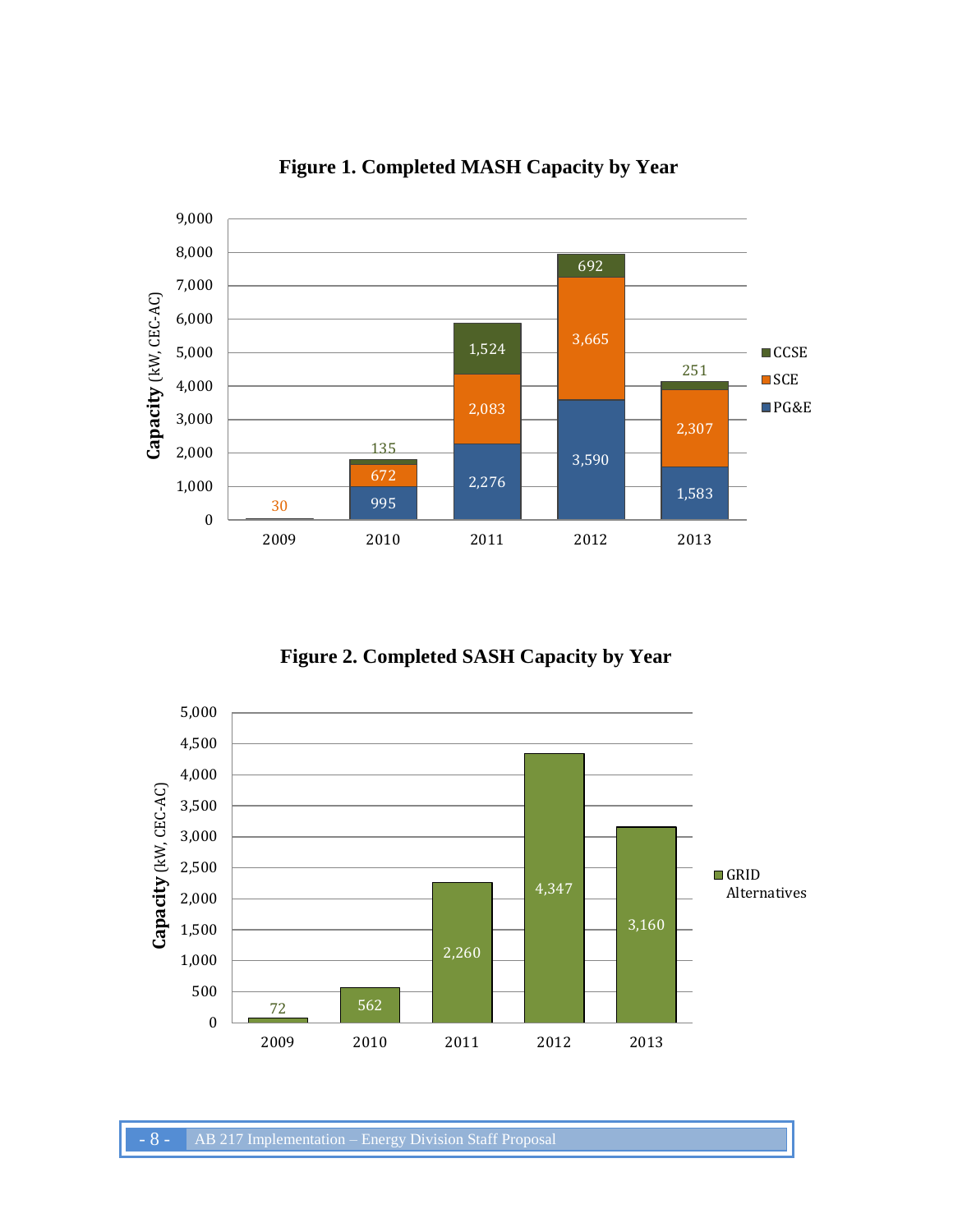**Figure 1. Completed MASH Capacity by Year**

| Year | PG&E | SCE | CCSE |
|---|---|---|---|
| 2009 | | 30 | |
| 2010 | 995 | 672 | 135 |
| 2011 | 2,276 | 2,083 | 1,524 |
| 2012 | 3,590 | 3,665 | 692 |
| 2013 | 1,583 | 2,307 | 251 |

Capacity (kW, CEC-AC)

**Figure 2. Completed SASH Capacity by Year**

| Year | GRID Alternatives |
|---|---|
| 2009 | 72 |
| 2010 | 562 |
| 2011 | 2,260 |
| 2012 | 4,347 |
| 2013 | 3,160 |

Capacity (kW, CEC-AC)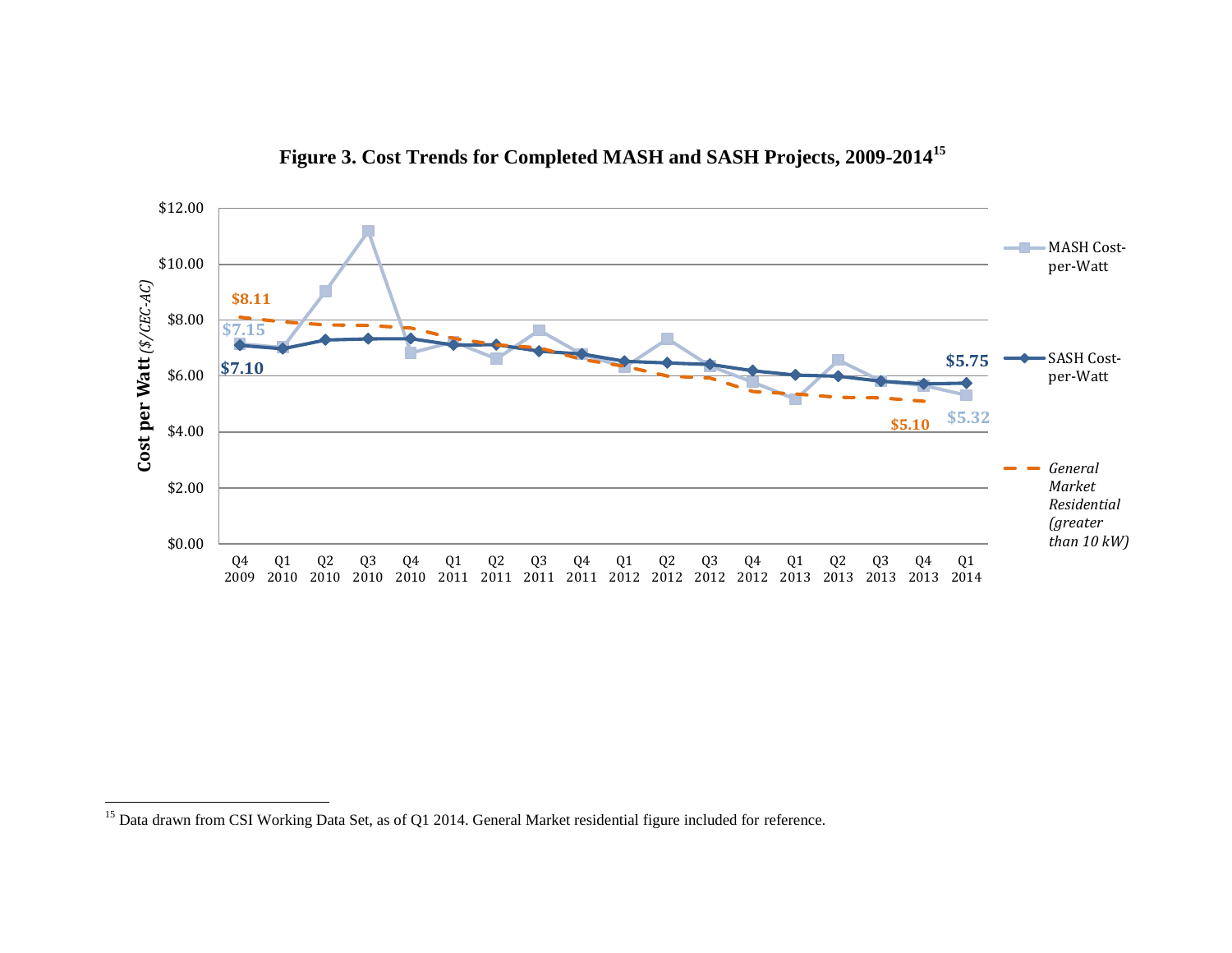**Figure 3. Cost Trends for Completed MASH and SASH Projects, 2009-2014**[15]

[15] Data drawn from CSI Working Data Set, as of Q1 2014. General Market residential figure included for reference.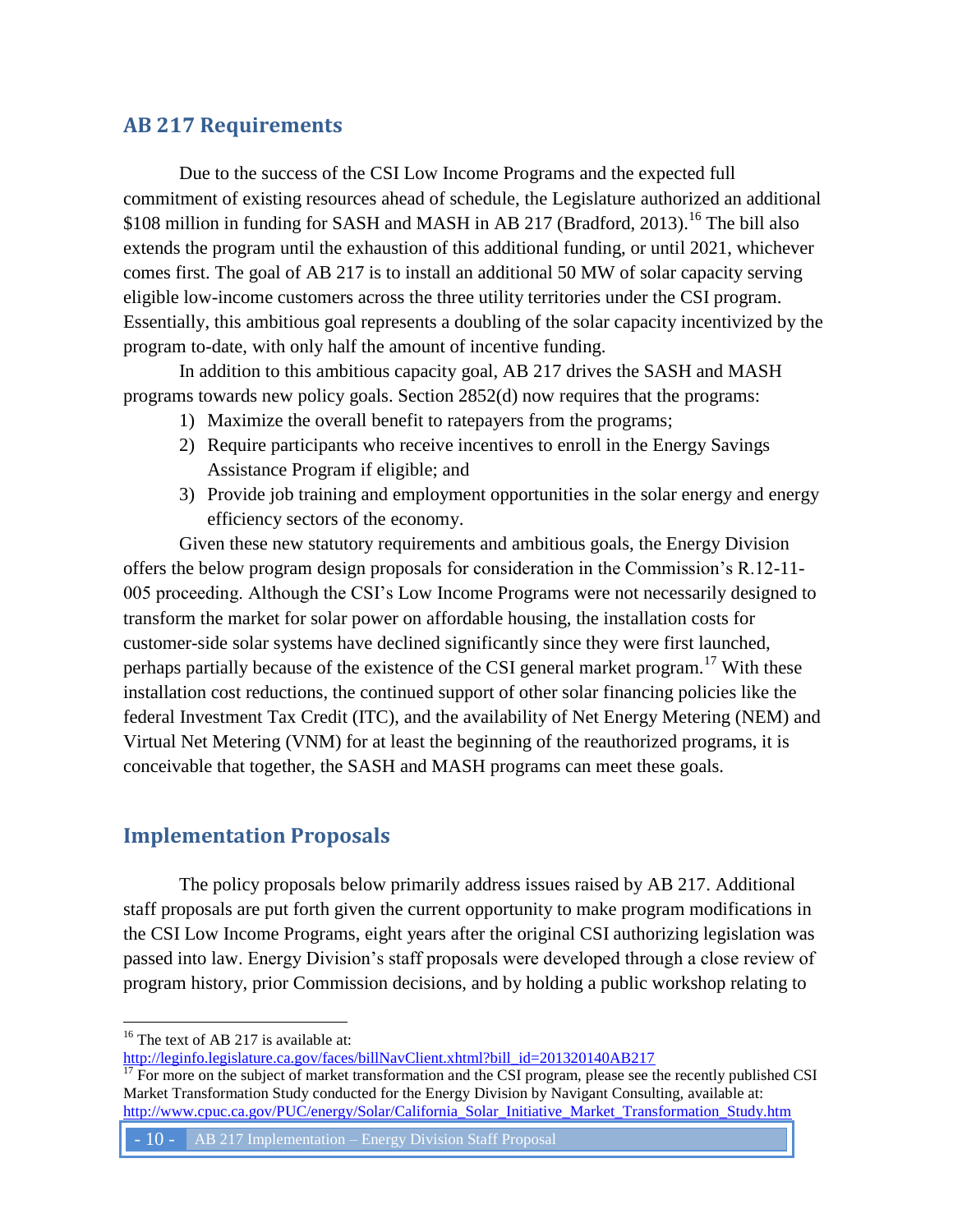## AB 217 Requirements

Due to the success of the CSI Low Income Programs and the expected full commitment of existing resources ahead of schedule, the Legislature authorized an additional $108 million in funding for SASH and MASH in AB 217 (Bradford, 2013).[16] The bill also extends the program until the exhaustion of this additional funding, or until 2021, whichever comes first. The goal of AB 217 is to install an additional 50 MW of solar capacity serving eligible low-income customers across the three utility territories under the CSI program. Essentially, this ambitious goal represents a doubling of the solar capacity incentivized by the program to-date, with only half the amount of incentive funding.

In addition to this ambitious capacity goal, AB 217 drives the SASH and MASH programs towards new policy goals. Section 2852(d) now requires that the programs:

1) Maximize the overall benefit to ratepayers from the programs;
2) Require participants who receive incentives to enroll in the Energy Savings Assistance Program if eligible; and
3) Provide job training and employment opportunities in the solar energy and energy efficiency sectors of the economy.

Given these new statutory requirements and ambitious goals, the Energy Division offers the below program design proposals for consideration in the Commission's R.12-11-005 proceeding. Although the CSI's Low Income Programs were not necessarily designed to transform the market for solar power on affordable housing, the installation costs for customer-side solar systems have declined significantly since they were first launched, perhaps partially because of the existence of the CSI general market program.[17] With these installation cost reductions, the continued support of other solar financing policies like the federal Investment Tax Credit (ITC), and the availability of Net Energy Metering (NEM) and Virtual Net Metering (VNM) for at least the beginning of the reauthorized programs, it is conceivable that together, the SASH and MASH programs can meet these goals.

## Implementation Proposals

The policy proposals below primarily address issues raised by AB 217. Additional staff proposals are put forth given the current opportunity to make program modifications in the CSI Low Income Programs, eight years after the original CSI authorizing legislation was passed into law. Energy Division's staff proposals were developed through a close review of program history, prior Commission decisions, and by holding a public workshop relating to

---

[16] The text of AB 217 is available at: http://leginfo.legislature.ca.gov/faces/billNavClient.xhtml?bill_id=201320140AB217

[17] For more on the subject of market transformation and the CSI program, please see the recently published CSI Market Transformation Study conducted for the Energy Division by Navigant Consulting, available at: http://www.cpuc.ca.gov/PUC/energy/Solar/California_Solar_Initiative_Market_Transformation_Study.htm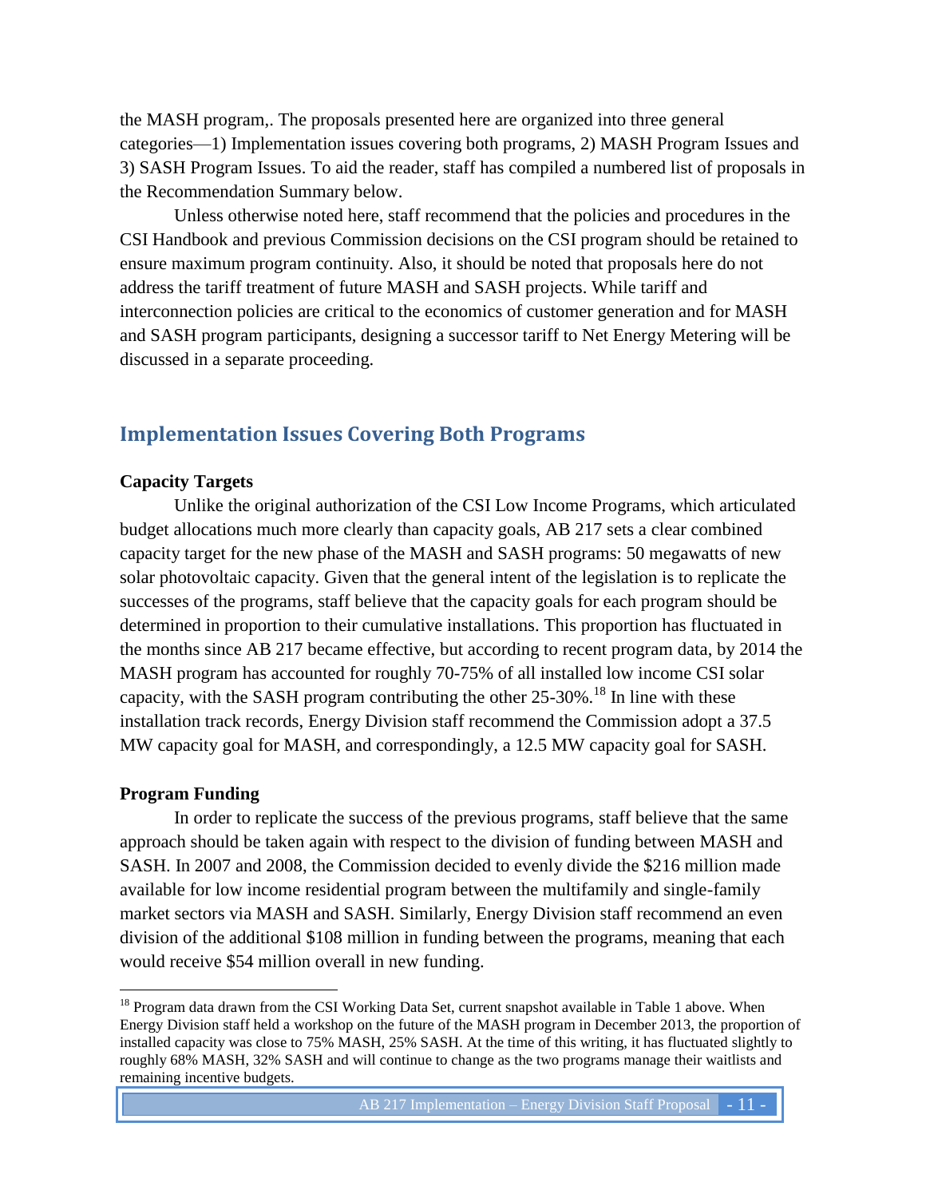the MASH program,. The proposals presented here are organized into three general categories—1) Implementation issues covering both programs, 2) MASH Program Issues and 3) SASH Program Issues. To aid the reader, staff has compiled a numbered list of proposals in the Recommendation Summary below.

Unless otherwise noted here, staff recommend that the policies and procedures in the CSI Handbook and previous Commission decisions on the CSI program should be retained to ensure maximum program continuity. Also, it should be noted that proposals here do not address the tariff treatment of future MASH and SASH projects. While tariff and interconnection policies are critical to the economics of customer generation and for MASH and SASH program participants, designing a successor tariff to Net Energy Metering will be discussed in a separate proceeding.

## Implementation Issues Covering Both Programs

**Capacity Targets**

Unlike the original authorization of the CSI Low Income Programs, which articulated budget allocations much more clearly than capacity goals, AB 217 sets a clear combined capacity target for the new phase of the MASH and SASH programs: 50 megawatts of new solar photovoltaic capacity. Given that the general intent of the legislation is to replicate the successes of the programs, staff believe that the capacity goals for each program should be determined in proportion to their cumulative installations. This proportion has fluctuated in the months since AB 217 became effective, but according to recent program data, by 2014 the MASH program has accounted for roughly 70-75% of all installed low income CSI solar capacity, with the SASH program contributing the other 25-30%.[18] In line with these installation track records, Energy Division staff recommend the Commission adopt a 37.5 MW capacity goal for MASH, and correspondingly, a 12.5 MW capacity goal for SASH.

**Program Funding**

In order to replicate the success of the previous programs, staff believe that the same approach should be taken again with respect to the division of funding between MASH and SASH. In 2007 and 2008, the Commission decided to evenly divide the $216 million made available for low income residential program between the multifamily and single-family market sectors via MASH and SASH. Similarly, Energy Division staff recommend an even division of the additional $108 million in funding between the programs, meaning that each would receive $54 million overall in new funding.

[18] Program data drawn from the CSI Working Data Set, current snapshot available in Table 1 above. When Energy Division staff held a workshop on the future of the MASH program in December 2013, the proportion of installed capacity was close to 75% MASH, 25% SASH. At the time of this writing, it has fluctuated slightly to roughly 68% MASH, 32% SASH and will continue to change as the two programs manage their waitlists and remaining incentive budgets.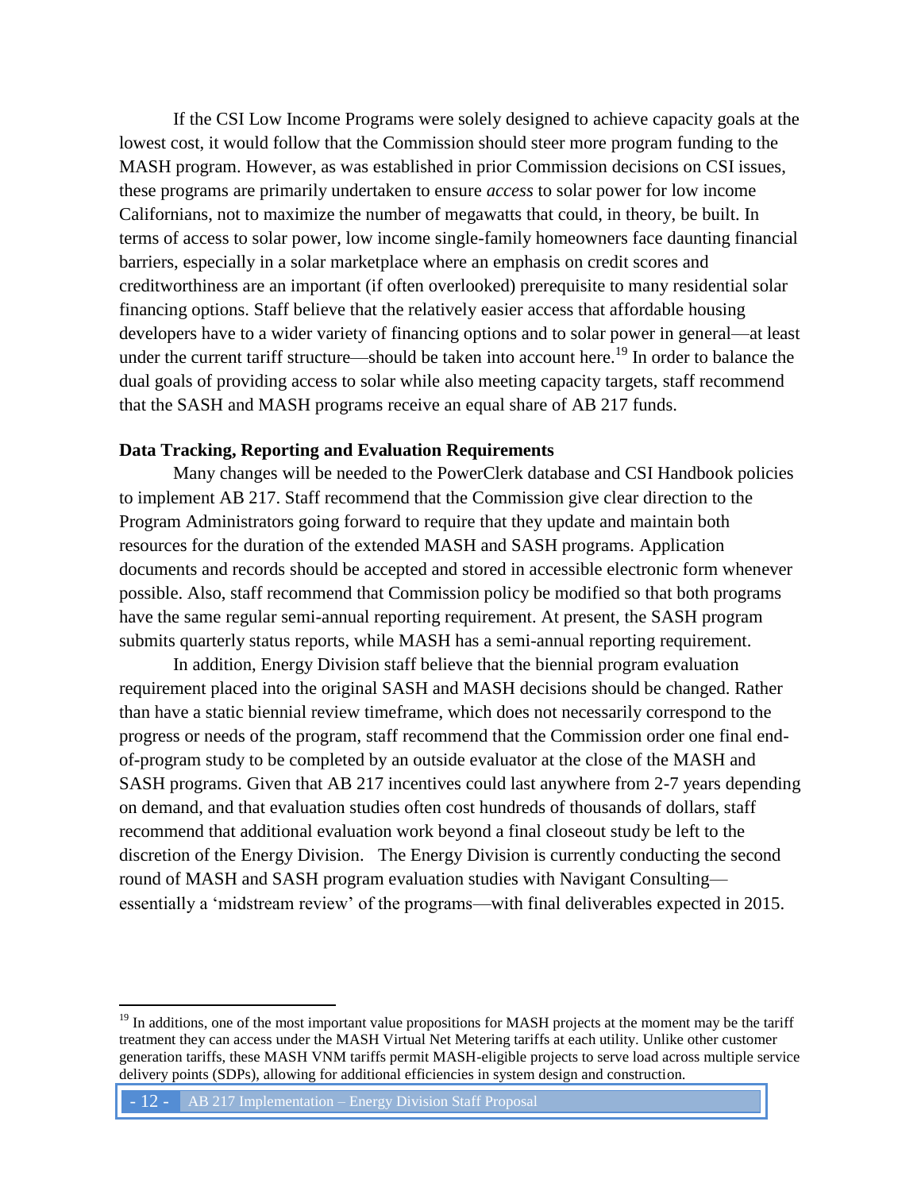If the CSI Low Income Programs were solely designed to achieve capacity goals at the lowest cost, it would follow that the Commission should steer more program funding to the MASH program. However, as was established in prior Commission decisions on CSI issues, these programs are primarily undertaken to ensure *access* to solar power for low income Californians, not to maximize the number of megawatts that could, in theory, be built. In terms of access to solar power, low income single-family homeowners face daunting financial barriers, especially in a solar marketplace where an emphasis on credit scores and creditworthiness are an important (if often overlooked) prerequisite to many residential solar financing options. Staff believe that the relatively easier access that affordable housing developers have to a wider variety of financing options and to solar power in general—at least under the current tariff structure—should be taken into account here.[19] In order to balance the dual goals of providing access to solar while also meeting capacity targets, staff recommend that the SASH and MASH programs receive an equal share of AB 217 funds.

**Data Tracking, Reporting and Evaluation Requirements**

Many changes will be needed to the PowerClerk database and CSI Handbook policies to implement AB 217. Staff recommend that the Commission give clear direction to the Program Administrators going forward to require that they update and maintain both resources for the duration of the extended MASH and SASH programs. Application documents and records should be accepted and stored in accessible electronic form whenever possible. Also, staff recommend that Commission policy be modified so that both programs have the same regular semi-annual reporting requirement. At present, the SASH program submits quarterly status reports, while MASH has a semi-annual reporting requirement.

In addition, Energy Division staff believe that the biennial program evaluation requirement placed into the original SASH and MASH decisions should be changed. Rather than have a static biennial review timeframe, which does not necessarily correspond to the progress or needs of the program, staff recommend that the Commission order one final end-of-program study to be completed by an outside evaluator at the close of the MASH and SASH programs. Given that AB 217 incentives could last anywhere from 2-7 years depending on demand, and that evaluation studies often cost hundreds of thousands of dollars, staff recommend that additional evaluation work beyond a final closeout study be left to the discretion of the Energy Division. The Energy Division is currently conducting the second round of MASH and SASH program evaluation studies with Navigant Consulting—essentially a 'midstream review' of the programs—with final deliverables expected in 2015.

[19] In additions, one of the most important value propositions for MASH projects at the moment may be the tariff treatment they can access under the MASH Virtual Net Metering tariffs at each utility. Unlike other customer generation tariffs, these MASH VNM tariffs permit MASH-eligible projects to serve load across multiple service delivery points (SDPs), allowing for additional efficiencies in system design and construction.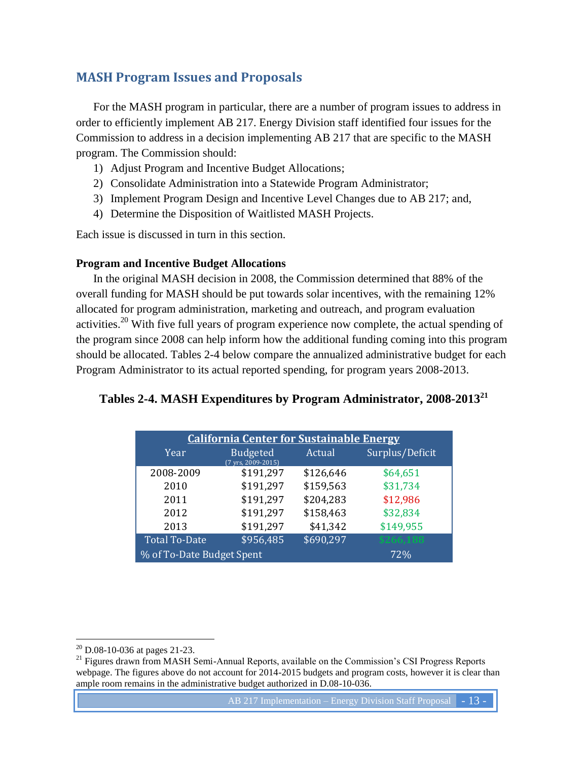## MASH Program Issues and Proposals

For the MASH program in particular, there are a number of program issues to address in order to efficiently implement AB 217. Energy Division staff identified four issues for the Commission to address in a decision implementing AB 217 that are specific to the MASH program. The Commission should:

1) Adjust Program and Incentive Budget Allocations;
2) Consolidate Administration into a Statewide Program Administrator;
3) Implement Program Design and Incentive Level Changes due to AB 217; and,
4) Determine the Disposition of Waitlisted MASH Projects.

Each issue is discussed in turn in this section.

### Program and Incentive Budget Allocations

In the original MASH decision in 2008, the Commission determined that 88% of the overall funding for MASH should be put towards solar incentives, with the remaining 12% allocated for program administration, marketing and outreach, and program evaluation activities.[20] With five full years of program experience now complete, the actual spending of the program since 2008 can help inform how the additional funding coming into this program should be allocated. Tables 2-4 below compare the annualized administrative budget for each Program Administrator to its actual reported spending, for program years 2008-2013.

**Tables 2-4. MASH Expenditures by Program Administrator, 2008-2013[21]**

| California Center for Sustainable Energy | | | |
|---|---|---|---|
| Year | Budgeted (7 yrs, 2009-2015) | Actual | Surplus/Deficit |
| 2008-2009 | $191,297 | $126,646 | $64,651 |
| 2010 | $191,297 | $159,563 | $31,734 |
| 2011 | $191,297 | $204,283 | $12,986 |
| 2012 | $191,297 | $158,463 | $32,834 |
| 2013 | $191,297 | $41,342 | $149,955 |
| Total To-Date | $956,485 | $690,297 | $266,188 |
| % of To-Date Budget Spent | | | 72% |

---

[20] D.08-10-036 at pages 21-23.

[21] Figures drawn from MASH Semi-Annual Reports, available on the Commission's CSI Progress Reports webpage. The figures above do not account for 2014-2015 budgets and program costs, however it is clear than ample room remains in the administrative budget authorized in D.08-10-036.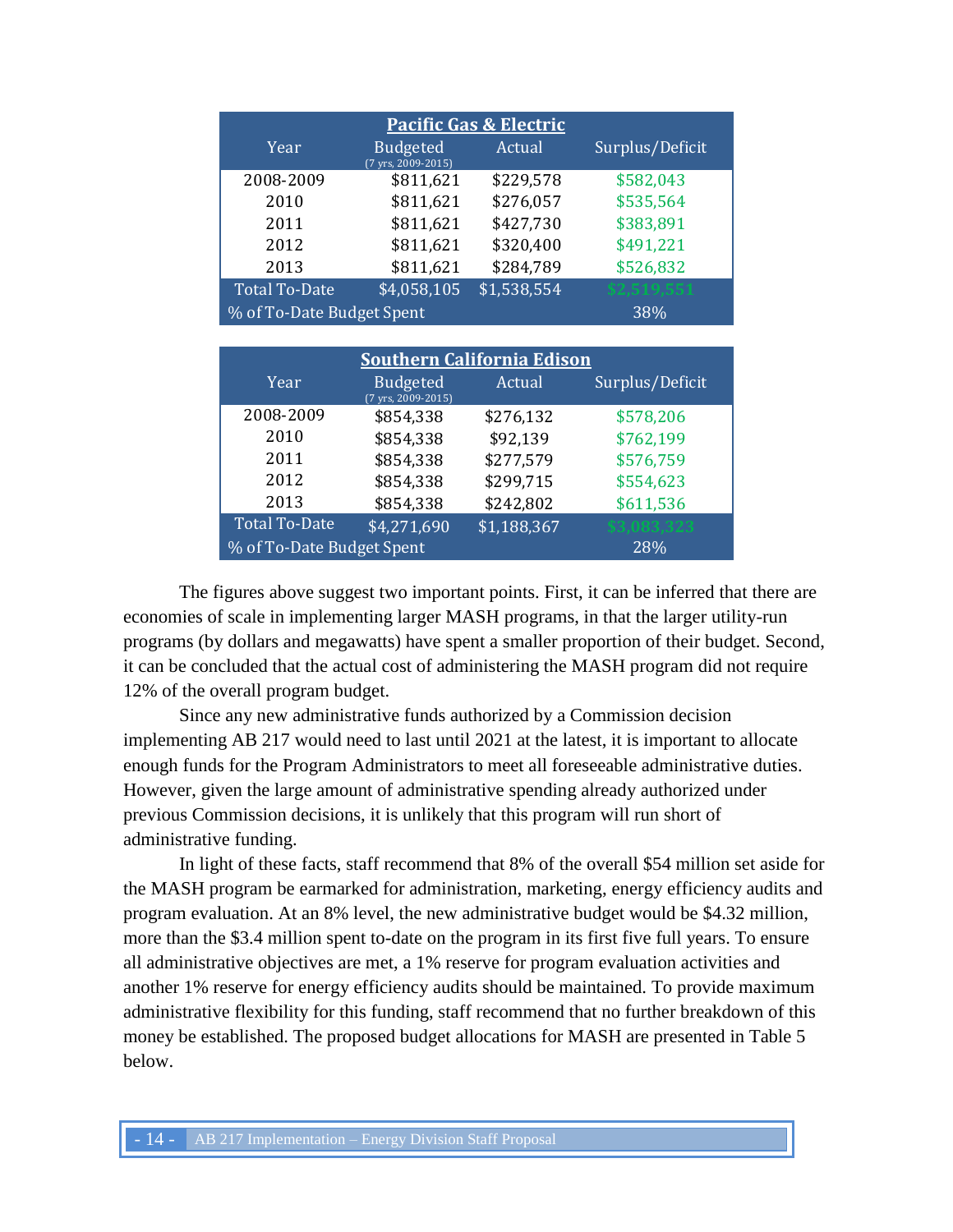| Pacific Gas & Electric | | | |
|---|---|---|---|
| Year | Budgeted (7 yrs, 2009-2015) | Actual | Surplus/Deficit |
| 2008-2009 | $811,621 | $229,578 | $582,043 |
| 2010 | $811,621 | $276,057 | $535,564 |
| 2011 | $811,621 | $427,730 | $383,891 |
| 2012 | $811,621 | $320,400 | $491,221 |
| 2013 | $811,621 | $284,789 | $526,832 |
| Total To-Date | $4,058,105 | $1,538,554 | $2,519,551 |
| % of To-Date Budget Spent | | | 38% |

| Southern California Edison | | | |
|---|---|---|---|
| Year | Budgeted (7 yrs, 2009-2015) | Actual | Surplus/Deficit |
| 2008-2009 | $854,338 | $276,132 | $578,206 |
| 2010 | $854,338 | $92,139 | $762,199 |
| 2011 | $854,338 | $277,579 | $576,759 |
| 2012 | $854,338 | $299,715 | $554,623 |
| 2013 | $854,338 | $242,802 | $611,536 |
| Total To-Date | $4,271,690 | $1,188,367 | $3,083,323 |
| % of To-Date Budget Spent | | | 28% |

The figures above suggest two important points. First, it can be inferred that there are economies of scale in implementing larger MASH programs, in that the larger utility-run programs (by dollars and megawatts) have spent a smaller proportion of their budget. Second, it can be concluded that the actual cost of administering the MASH program did not require 12% of the overall program budget.

Since any new administrative funds authorized by a Commission decision implementing AB 217 would need to last until 2021 at the latest, it is important to allocate enough funds for the Program Administrators to meet all foreseeable administrative duties. However, given the large amount of administrative spending already authorized under previous Commission decisions, it is unlikely that this program will run short of administrative funding.

In light of these facts, staff recommend that 8% of the overall $54 million set aside for the MASH program be earmarked for administration, marketing, energy efficiency audits and program evaluation. At an 8% level, the new administrative budget would be $4.32 million, more than the $3.4 million spent to-date on the program in its first five full years. To ensure all administrative objectives are met, a 1% reserve for program evaluation activities and another 1% reserve for energy efficiency audits should be maintained. To provide maximum administrative flexibility for this funding, staff recommend that no further breakdown of this money be established. The proposed budget allocations for MASH are presented in Table 5 below.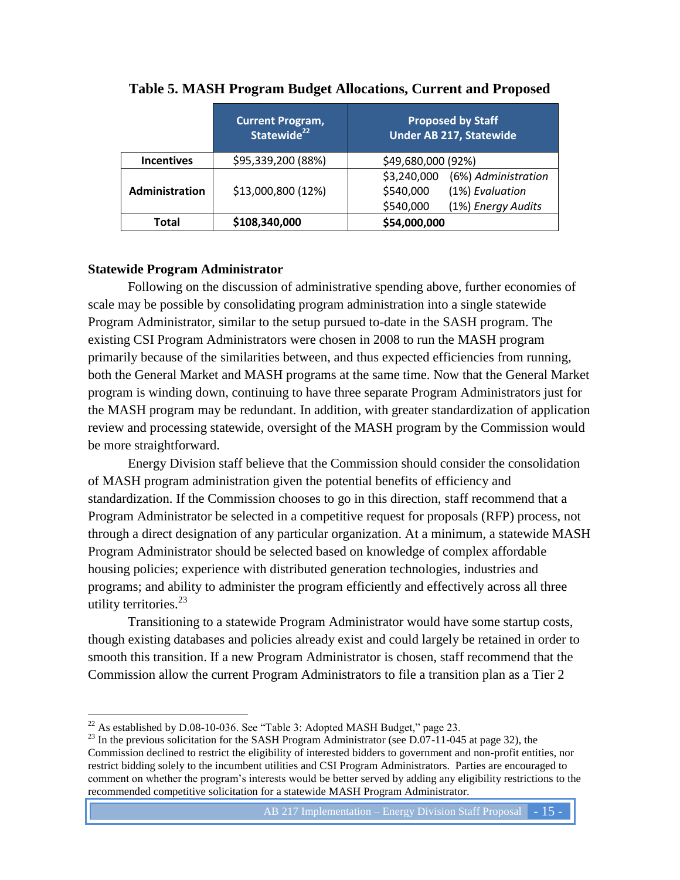**Table 5. MASH Program Budget Allocations, Current and Proposed**

| | Current Program, Statewide[22] | Proposed by Staff Under AB 217, Statewide |
|---|---|---|
| **Incentives** | $95,339,200 (88%) | $49,680,000 (92%) |
| **Administration** | $13,000,800 (12%) | $3,240,000 (6%) *Administration*<br>$540,000 (1%) *Evaluation*<br>$540,000 (1%) *Energy Audits* |
| **Total** | **$108,340,000** | **$54,000,000** |

**Statewide Program Administrator**

Following on the discussion of administrative spending above, further economies of scale may be possible by consolidating program administration into a single statewide Program Administrator, similar to the setup pursued to-date in the SASH program. The existing CSI Program Administrators were chosen in 2008 to run the MASH program primarily because of the similarities between, and thus expected efficiencies from running, both the General Market and MASH programs at the same time. Now that the General Market program is winding down, continuing to have three separate Program Administrators just for the MASH program may be redundant. In addition, with greater standardization of application review and processing statewide, oversight of the MASH program by the Commission would be more straightforward.

Energy Division staff believe that the Commission should consider the consolidation of MASH program administration given the potential benefits of efficiency and standardization. If the Commission chooses to go in this direction, staff recommend that a Program Administrator be selected in a competitive request for proposals (RFP) process, not through a direct designation of any particular organization. At a minimum, a statewide MASH Program Administrator should be selected based on knowledge of complex affordable housing policies; experience with distributed generation technologies, industries and programs; and ability to administer the program efficiently and effectively across all three utility territories.[23]

Transitioning to a statewide Program Administrator would have some startup costs, though existing databases and policies already exist and could largely be retained in order to smooth this transition. If a new Program Administrator is chosen, staff recommend that the Commission allow the current Program Administrators to file a transition plan as a Tier 2

---

[22] As established by D.08-10-036. See "Table 3: Adopted MASH Budget," page 23.

[23] In the previous solicitation for the SASH Program Administrator (see D.07-11-045 at page 32), the Commission declined to restrict the eligibility of interested bidders to government and non-profit entities, nor restrict bidding solely to the incumbent utilities and CSI Program Administrators. Parties are encouraged to comment on whether the program's interests would be better served by adding any eligibility restrictions to the recommended competitive solicitation for a statewide MASH Program Administrator.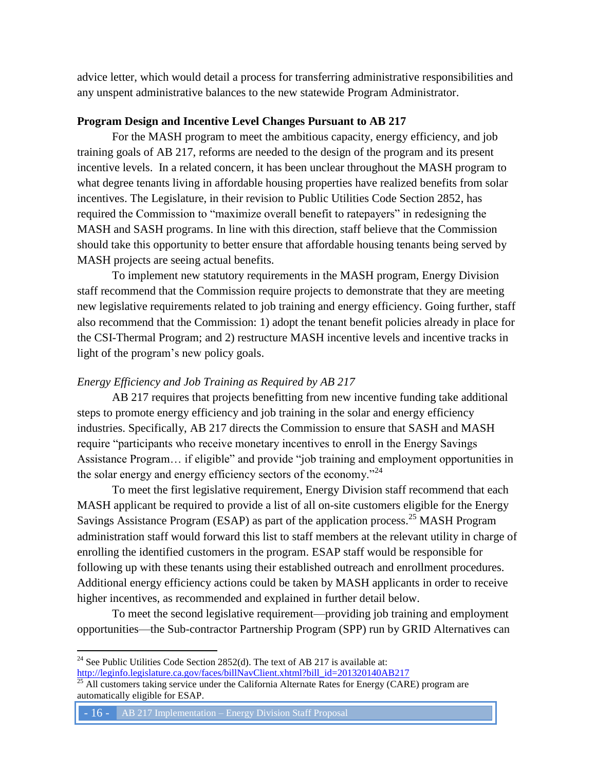advice letter, which would detail a process for transferring administrative responsibilities and any unspent administrative balances to the new statewide Program Administrator.

**Program Design and Incentive Level Changes Pursuant to AB 217**

For the MASH program to meet the ambitious capacity, energy efficiency, and job training goals of AB 217, reforms are needed to the design of the program and its present incentive levels. In a related concern, it has been unclear throughout the MASH program to what degree tenants living in affordable housing properties have realized benefits from solar incentives. The Legislature, in their revision to Public Utilities Code Section 2852, has required the Commission to "maximize overall benefit to ratepayers" in redesigning the MASH and SASH programs. In line with this direction, staff believe that the Commission should take this opportunity to better ensure that affordable housing tenants being served by MASH projects are seeing actual benefits.

To implement new statutory requirements in the MASH program, Energy Division staff recommend that the Commission require projects to demonstrate that they are meeting new legislative requirements related to job training and energy efficiency. Going further, staff also recommend that the Commission: 1) adopt the tenant benefit policies already in place for the CSI-Thermal Program; and 2) restructure MASH incentive levels and incentive tracks in light of the program's new policy goals.

*Energy Efficiency and Job Training as Required by AB 217*

AB 217 requires that projects benefitting from new incentive funding take additional steps to promote energy efficiency and job training in the solar and energy efficiency industries. Specifically, AB 217 directs the Commission to ensure that SASH and MASH require "participants who receive monetary incentives to enroll in the Energy Savings Assistance Program… if eligible" and provide "job training and employment opportunities in the solar energy and energy efficiency sectors of the economy."[24]

To meet the first legislative requirement, Energy Division staff recommend that each MASH applicant be required to provide a list of all on-site customers eligible for the Energy Savings Assistance Program (ESAP) as part of the application process.[25] MASH Program administration staff would forward this list to staff members at the relevant utility in charge of enrolling the identified customers in the program. ESAP staff would be responsible for following up with these tenants using their established outreach and enrollment procedures. Additional energy efficiency actions could be taken by MASH applicants in order to receive higher incentives, as recommended and explained in further detail below.

To meet the second legislative requirement—providing job training and employment opportunities—the Sub-contractor Partnership Program (SPP) run by GRID Alternatives can

---

[24] See Public Utilities Code Section 2852(d). The text of AB 217 is available at: http://leginfo.legislature.ca.gov/faces/billNavClient.xhtml?bill_id=201320140AB217

[25] All customers taking service under the California Alternate Rates for Energy (CARE) program are automatically eligible for ESAP.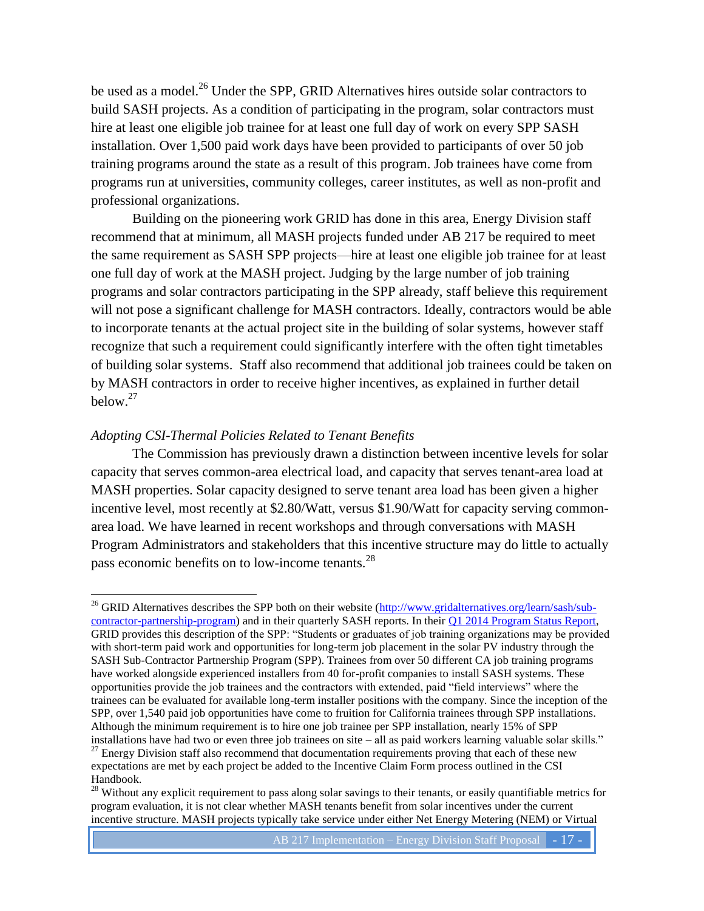be used as a model.[26] Under the SPP, GRID Alternatives hires outside solar contractors to build SASH projects. As a condition of participating in the program, solar contractors must hire at least one eligible job trainee for at least one full day of work on every SPP SASH installation. Over 1,500 paid work days have been provided to participants of over 50 job training programs around the state as a result of this program. Job trainees have come from programs run at universities, community colleges, career institutes, as well as non-profit and professional organizations.

Building on the pioneering work GRID has done in this area, Energy Division staff recommend that at minimum, all MASH projects funded under AB 217 be required to meet the same requirement as SASH SPP projects—hire at least one eligible job trainee for at least one full day of work at the MASH project. Judging by the large number of job training programs and solar contractors participating in the SPP already, staff believe this requirement will not pose a significant challenge for MASH contractors. Ideally, contractors would be able to incorporate tenants at the actual project site in the building of solar systems, however staff recognize that such a requirement could significantly interfere with the often tight timetables of building solar systems. Staff also recommend that additional job trainees could be taken on by MASH contractors in order to receive higher incentives, as explained in further detail below.[27]

*Adopting CSI-Thermal Policies Related to Tenant Benefits*

The Commission has previously drawn a distinction between incentive levels for solar capacity that serves common-area electrical load, and capacity that serves tenant-area load at MASH properties. Solar capacity designed to serve tenant area load has been given a higher incentive level, most recently at $2.80/Watt, versus $1.90/Watt for capacity serving common-area load. We have learned in recent workshops and through conversations with MASH Program Administrators and stakeholders that this incentive structure may do little to actually pass economic benefits on to low-income tenants.[28]

---

[26] GRID Alternatives describes the SPP both on their website (http://www.gridalternatives.org/learn/sash/sub-contractor-partnership-program) and in their quarterly SASH reports. In their Q1 2014 Program Status Report, GRID provides this description of the SPP: "Students or graduates of job training organizations may be provided with short-term paid work and opportunities for long-term job placement in the solar PV industry through the SASH Sub-Contractor Partnership Program (SPP). Trainees from over 50 different CA job training programs have worked alongside experienced installers from 40 for-profit companies to install SASH systems. These opportunities provide the job trainees and the contractors with extended, paid "field interviews" where the trainees can be evaluated for available long-term installer positions with the company. Since the inception of the SPP, over 1,540 paid job opportunities have come to fruition for California trainees through SPP installations. Although the minimum requirement is to hire one job trainee per SPP installation, nearly 15% of SPP installations have had two or even three job trainees on site – all as paid workers learning valuable solar skills."

[27] Energy Division staff also recommend that documentation requirements proving that each of these new expectations are met by each project be added to the Incentive Claim Form process outlined in the CSI Handbook.

[28] Without any explicit requirement to pass along solar savings to their tenants, or easily quantifiable metrics for program evaluation, it is not clear whether MASH tenants benefit from solar incentives under the current incentive structure. MASH projects typically take service under either Net Energy Metering (NEM) or Virtual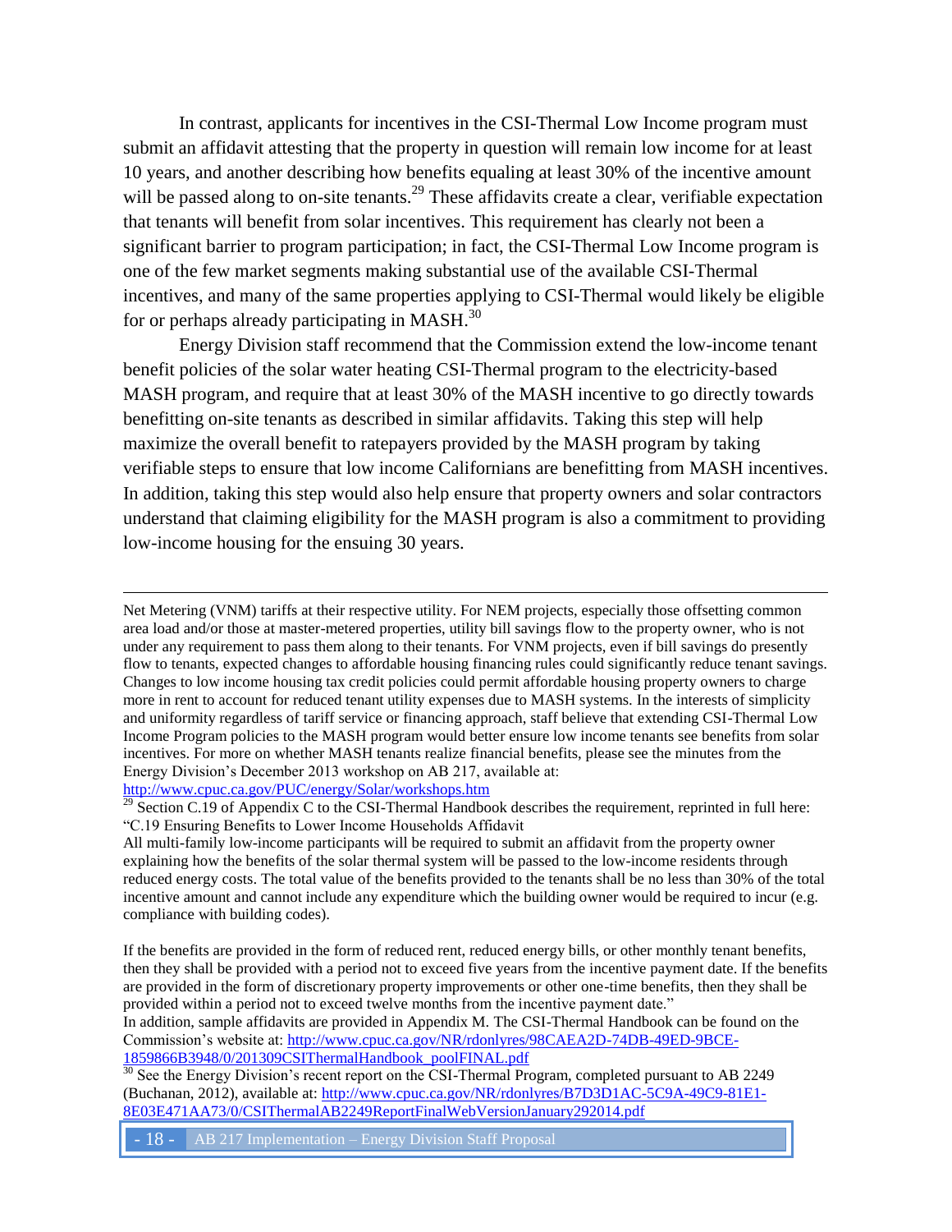In contrast, applicants for incentives in the CSI-Thermal Low Income program must submit an affidavit attesting that the property in question will remain low income for at least 10 years, and another describing how benefits equaling at least 30% of the incentive amount will be passed along to on-site tenants.[29] These affidavits create a clear, verifiable expectation that tenants will benefit from solar incentives. This requirement has clearly not been a significant barrier to program participation; in fact, the CSI-Thermal Low Income program is one of the few market segments making substantial use of the available CSI-Thermal incentives, and many of the same properties applying to CSI-Thermal would likely be eligible for or perhaps already participating in MASH.[30]

Energy Division staff recommend that the Commission extend the low-income tenant benefit policies of the solar water heating CSI-Thermal program to the electricity-based MASH program, and require that at least 30% of the MASH incentive to go directly towards benefitting on-site tenants as described in similar affidavits. Taking this step will help maximize the overall benefit to ratepayers provided by the MASH program by taking verifiable steps to ensure that low income Californians are benefitting from MASH incentives. In addition, taking this step would also help ensure that property owners and solar contractors understand that claiming eligibility for the MASH program is also a commitment to providing low-income housing for the ensuing 30 years.

---

Net Metering (VNM) tariffs at their respective utility. For NEM projects, especially those offsetting common area load and/or those at master-metered properties, utility bill savings flow to the property owner, who is not under any requirement to pass them along to their tenants. For VNM projects, even if bill savings do presently flow to tenants, expected changes to affordable housing financing rules could significantly reduce tenant savings. Changes to low income housing tax credit policies could permit affordable housing property owners to charge more in rent to account for reduced tenant utility expenses due to MASH systems. In the interests of simplicity and uniformity regardless of tariff service or financing approach, staff believe that extending CSI-Thermal Low Income Program policies to the MASH program would better ensure low income tenants see benefits from solar incentives. For more on whether MASH tenants realize financial benefits, please see the minutes from the Energy Division's December 2013 workshop on AB 217, available at: http://www.cpuc.ca.gov/PUC/energy/Solar/workshops.htm

[29] Section C.19 of Appendix C to the CSI-Thermal Handbook describes the requirement, reprinted in full here: "C.19 Ensuring Benefits to Lower Income Households Affidavit

All multi-family low-income participants will be required to submit an affidavit from the property owner explaining how the benefits of the solar thermal system will be passed to the low-income residents through reduced energy costs. The total value of the benefits provided to the tenants shall be no less than 30% of the total incentive amount and cannot include any expenditure which the building owner would be required to incur (e.g. compliance with building codes).

If the benefits are provided in the form of reduced rent, reduced energy bills, or other monthly tenant benefits, then they shall be provided with a period not to exceed five years from the incentive payment date. If the benefits are provided in the form of discretionary property improvements or other one-time benefits, then they shall be provided within a period not to exceed twelve months from the incentive payment date."

In addition, sample affidavits are provided in Appendix M. The CSI-Thermal Handbook can be found on the Commission's website at: http://www.cpuc.ca.gov/NR/rdonlyres/98CAEA2D-74DB-49ED-9BCE-1859866B3948/0/201309CSIThermalHandbook_poolFINAL.pdf

[30] See the Energy Division's recent report on the CSI-Thermal Program, completed pursuant to AB 2249 (Buchanan, 2012), available at: http://www.cpuc.ca.gov/NR/rdonlyres/B7D3D1AC-5C9A-49C9-81E1-8E03E471AA73/0/CSIThermalAB2249ReportFinalWebVersionJanuary292014.pdf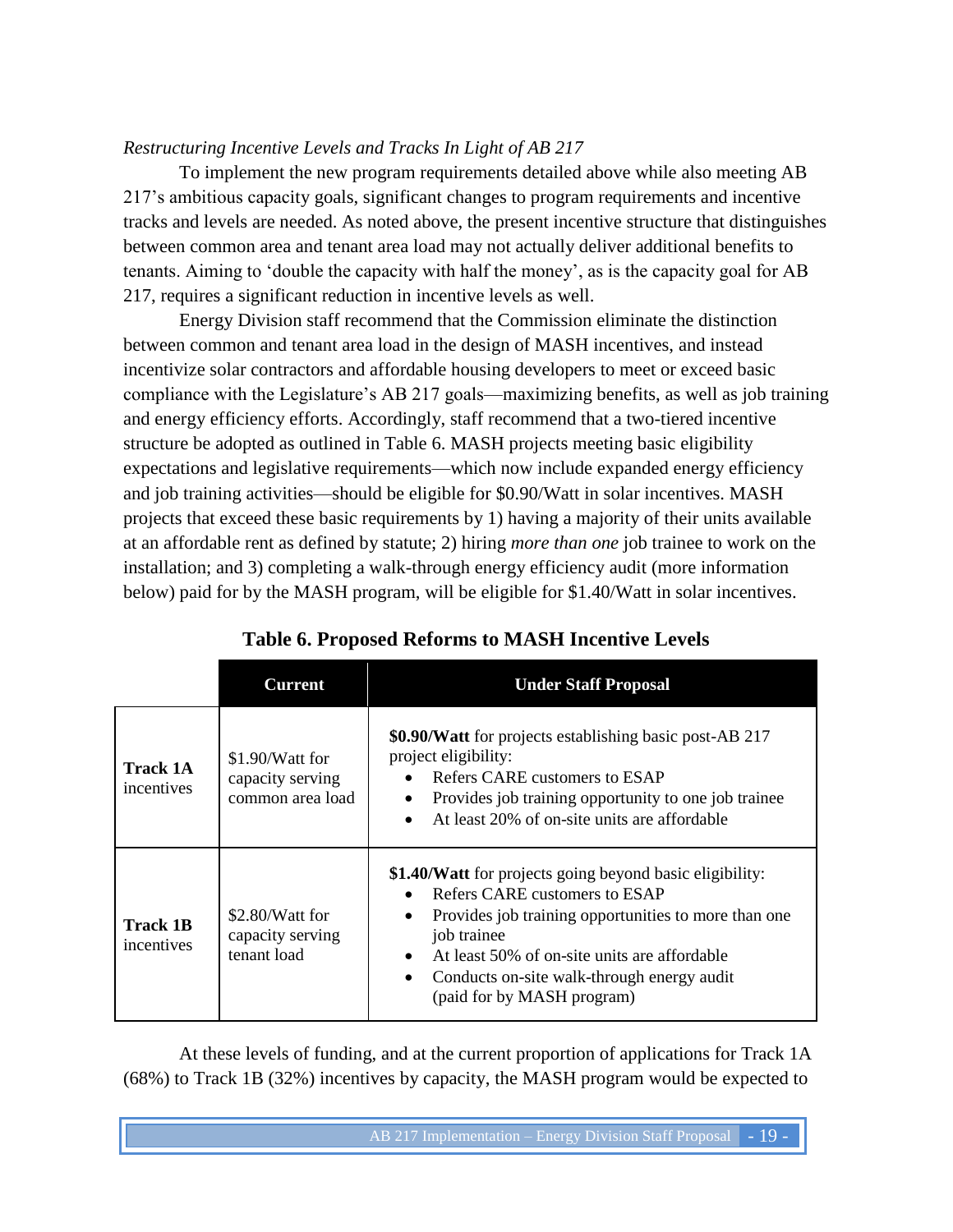*Restructuring Incentive Levels and Tracks In Light of AB 217*

To implement the new program requirements detailed above while also meeting AB 217's ambitious capacity goals, significant changes to program requirements and incentive tracks and levels are needed. As noted above, the present incentive structure that distinguishes between common area and tenant area load may not actually deliver additional benefits to tenants. Aiming to 'double the capacity with half the money', as is the capacity goal for AB 217, requires a significant reduction in incentive levels as well.

Energy Division staff recommend that the Commission eliminate the distinction between common and tenant area load in the design of MASH incentives, and instead incentivize solar contractors and affordable housing developers to meet or exceed basic compliance with the Legislature's AB 217 goals—maximizing benefits, as well as job training and energy efficiency efforts. Accordingly, staff recommend that a two-tiered incentive structure be adopted as outlined in Table 6. MASH projects meeting basic eligibility expectations and legislative requirements—which now include expanded energy efficiency and job training activities—should be eligible for $0.90/Watt in solar incentives. MASH projects that exceed these basic requirements by 1) having a majority of their units available at an affordable rent as defined by statute; 2) hiring *more than one* job trainee to work on the installation; and 3) completing a walk-through energy efficiency audit (more information below) paid for by the MASH program, will be eligible for $1.40/Watt in solar incentives.

**Table 6. Proposed Reforms to MASH Incentive Levels**

| | **Current** | **Under Staff Proposal** |
|---|---|---|
| **Track 1A** incentives | $1.90/Watt for capacity serving common area load | **$0.90/Watt** for projects establishing basic post-AB 217 project eligibility:<br>• Refers CARE customers to ESAP<br>• Provides job training opportunity to one job trainee<br>• At least 20% of on-site units are affordable |
| **Track 1B** incentives | $2.80/Watt for capacity serving tenant load | **$1.40/Watt** for projects going beyond basic eligibility:<br>• Refers CARE customers to ESAP<br>• Provides job training opportunities to more than one job trainee<br>• At least 50% of on-site units are affordable<br>• Conducts on-site walk-through energy audit (paid for by MASH program) |

At these levels of funding, and at the current proportion of applications for Track 1A (68%) to Track 1B (32%) incentives by capacity, the MASH program would be expected to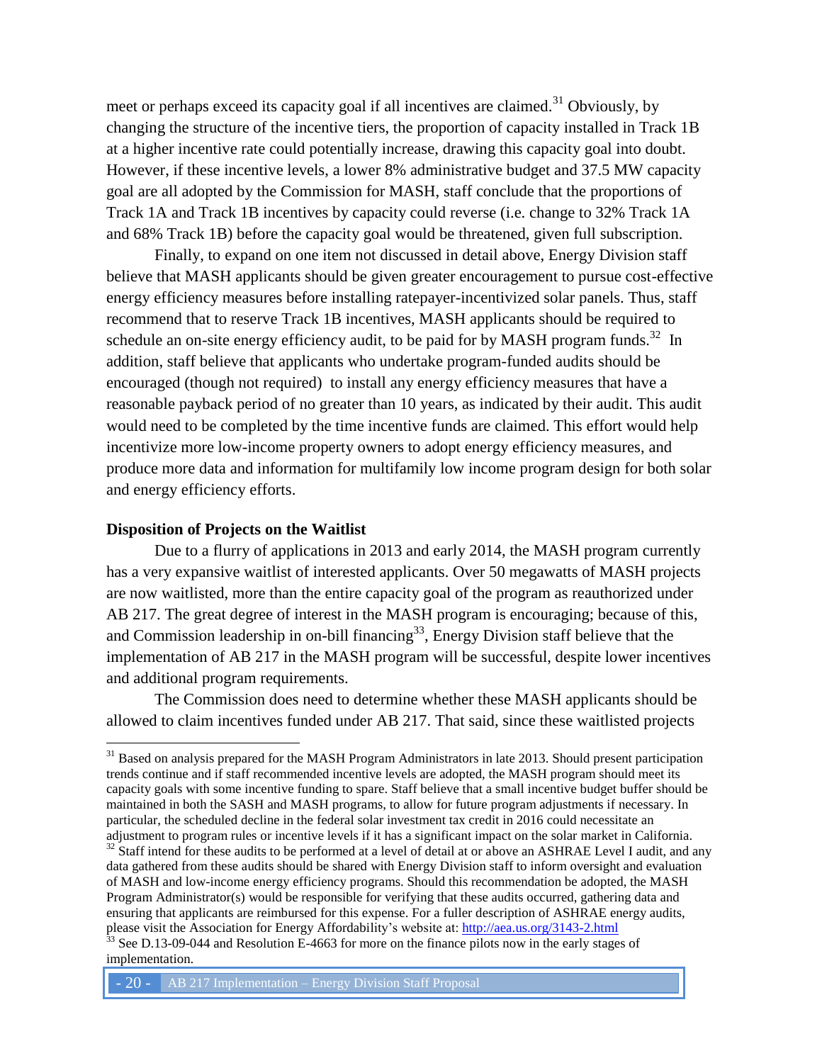meet or perhaps exceed its capacity goal if all incentives are claimed.[31] Obviously, by changing the structure of the incentive tiers, the proportion of capacity installed in Track 1B at a higher incentive rate could potentially increase, drawing this capacity goal into doubt. However, if these incentive levels, a lower 8% administrative budget and 37.5 MW capacity goal are all adopted by the Commission for MASH, staff conclude that the proportions of Track 1A and Track 1B incentives by capacity could reverse (i.e. change to 32% Track 1A and 68% Track 1B) before the capacity goal would be threatened, given full subscription.

Finally, to expand on one item not discussed in detail above, Energy Division staff believe that MASH applicants should be given greater encouragement to pursue cost-effective energy efficiency measures before installing ratepayer-incentivized solar panels. Thus, staff recommend that to reserve Track 1B incentives, MASH applicants should be required to schedule an on-site energy efficiency audit, to be paid for by MASH program funds.[32] In addition, staff believe that applicants who undertake program-funded audits should be encouraged (though not required) to install any energy efficiency measures that have a reasonable payback period of no greater than 10 years, as indicated by their audit. This audit would need to be completed by the time incentive funds are claimed. This effort would help incentivize more low-income property owners to adopt energy efficiency measures, and produce more data and information for multifamily low income program design for both solar and energy efficiency efforts.

**Disposition of Projects on the Waitlist**

Due to a flurry of applications in 2013 and early 2014, the MASH program currently has a very expansive waitlist of interested applicants. Over 50 megawatts of MASH projects are now waitlisted, more than the entire capacity goal of the program as reauthorized under AB 217. The great degree of interest in the MASH program is encouraging; because of this, and Commission leadership in on-bill financing[33], Energy Division staff believe that the implementation of AB 217 in the MASH program will be successful, despite lower incentives and additional program requirements.

The Commission does need to determine whether these MASH applicants should be allowed to claim incentives funded under AB 217. That said, since these waitlisted projects

---

[31] Based on analysis prepared for the MASH Program Administrators in late 2013. Should present participation trends continue and if staff recommended incentive levels are adopted, the MASH program should meet its capacity goals with some incentive funding to spare. Staff believe that a small incentive budget buffer should be maintained in both the SASH and MASH programs, to allow for future program adjustments if necessary. In particular, the scheduled decline in the federal solar investment tax credit in 2016 could necessitate an adjustment to program rules or incentive levels if it has a significant impact on the solar market in California.

[32] Staff intend for these audits to be performed at a level of detail at or above an ASHRAE Level I audit, and any data gathered from these audits should be shared with Energy Division staff to inform oversight and evaluation of MASH and low-income energy efficiency programs. Should this recommendation be adopted, the MASH Program Administrator(s) would be responsible for verifying that these audits occurred, gathering data and ensuring that applicants are reimbursed for this expense. For a fuller description of ASHRAE energy audits, please visit the Association for Energy Affordability's website at: http://aea.us.org/3143-2.html

[33] See D.13-09-044 and Resolution E-4663 for more on the finance pilots now in the early stages of implementation.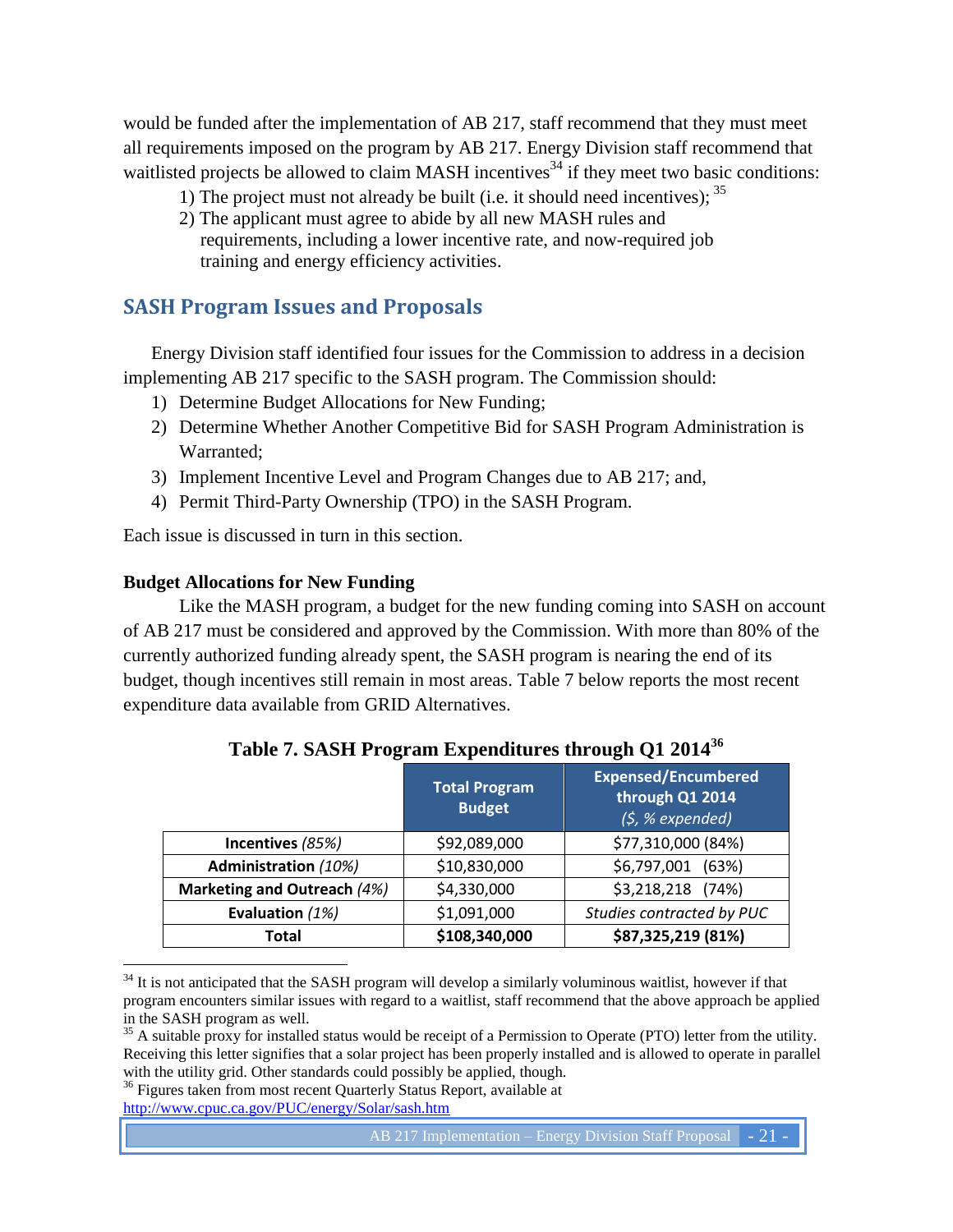would be funded after the implementation of AB 217, staff recommend that they must meet all requirements imposed on the program by AB 217. Energy Division staff recommend that waitlisted projects be allowed to claim MASH incentives[34] if they meet two basic conditions:

1) The project must not already be built (i.e. it should need incentives); [35]
2) The applicant must agree to abide by all new MASH rules and requirements, including a lower incentive rate, and now-required job training and energy efficiency activities.

## SASH Program Issues and Proposals

Energy Division staff identified four issues for the Commission to address in a decision implementing AB 217 specific to the SASH program. The Commission should:

1) Determine Budget Allocations for New Funding;
2) Determine Whether Another Competitive Bid for SASH Program Administration is Warranted;
3) Implement Incentive Level and Program Changes due to AB 217; and,
4) Permit Third-Party Ownership (TPO) in the SASH Program.

Each issue is discussed in turn in this section.

### Budget Allocations for New Funding

Like the MASH program, a budget for the new funding coming into SASH on account of AB 217 must be considered and approved by the Commission. With more than 80% of the currently authorized funding already spent, the SASH program is nearing the end of its budget, though incentives still remain in most areas. Table 7 below reports the most recent expenditure data available from GRID Alternatives.

**Table 7. SASH Program Expenditures through Q1 2014[36]**

| | Total Program Budget | Expensed/Encumbered through Q1 2014 *($, % expended)* |
|---|---|---|
| **Incentives** *(85%)* | $92,089,000 | $77,310,000 (84%) |
| **Administration** *(10%)* | $10,830,000 | $6,797,001 (63%) |
| **Marketing and Outreach** *(4%)* | $4,330,000 | $3,218,218 (74%) |
| **Evaluation** *(1%)* | $1,091,000 | *Studies contracted by PUC* |
| **Total** | **$108,340,000** | **$87,325,219 (81%)** |

[34] It is not anticipated that the SASH program will develop a similarly voluminous waitlist, however if that program encounters similar issues with regard to a waitlist, staff recommend that the above approach be applied in the SASH program as well.

[35] A suitable proxy for installed status would be receipt of a Permission to Operate (PTO) letter from the utility. Receiving this letter signifies that a solar project has been properly installed and is allowed to operate in parallel with the utility grid. Other standards could possibly be applied, though.

[36] Figures taken from most recent Quarterly Status Report, available at http://www.cpuc.ca.gov/PUC/energy/Solar/sash.htm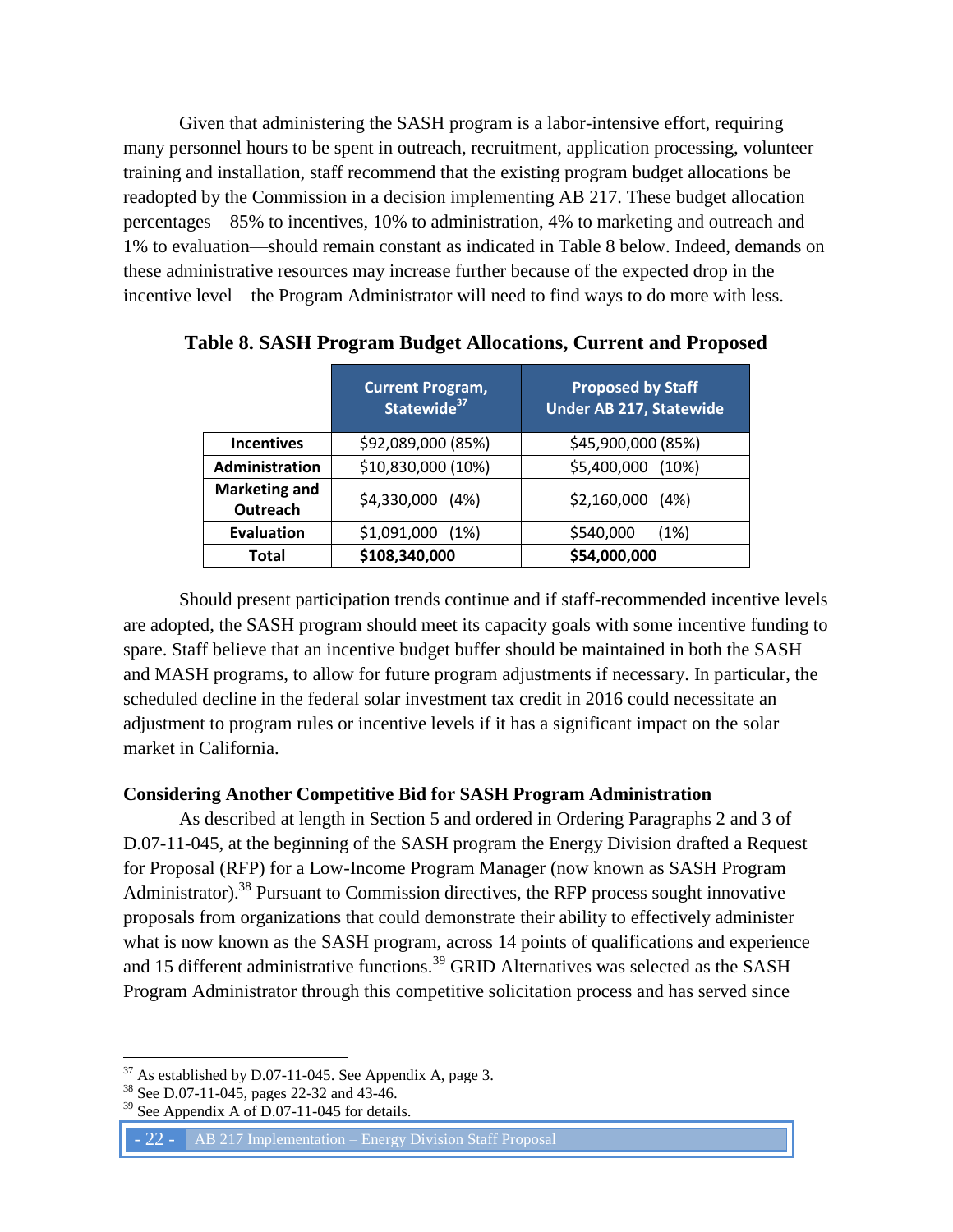Given that administering the SASH program is a labor-intensive effort, requiring many personnel hours to be spent in outreach, recruitment, application processing, volunteer training and installation, staff recommend that the existing program budget allocations be readopted by the Commission in a decision implementing AB 217. These budget allocation percentages—85% to incentives, 10% to administration, 4% to marketing and outreach and 1% to evaluation—should remain constant as indicated in Table 8 below. Indeed, demands on these administrative resources may increase further because of the expected drop in the incentive level—the Program Administrator will need to find ways to do more with less.

**Table 8. SASH Program Budget Allocations, Current and Proposed**

| | Current Program, Statewide[37] | Proposed by Staff Under AB 217, Statewide |
|---|---|---|
| **Incentives** | $92,089,000 (85%) | $45,900,000 (85%) |
| **Administration** | $10,830,000 (10%) | $5,400,000 (10%) |
| **Marketing and Outreach** | $4,330,000 (4%) | $2,160,000 (4%) |
| **Evaluation** | $1,091,000 (1%) | $540,000 (1%) |
| **Total** | **$108,340,000** | **$54,000,000** |

Should present participation trends continue and if staff-recommended incentive levels are adopted, the SASH program should meet its capacity goals with some incentive funding to spare. Staff believe that an incentive budget buffer should be maintained in both the SASH and MASH programs, to allow for future program adjustments if necessary. In particular, the scheduled decline in the federal solar investment tax credit in 2016 could necessitate an adjustment to program rules or incentive levels if it has a significant impact on the solar market in California.

**Considering Another Competitive Bid for SASH Program Administration**

As described at length in Section 5 and ordered in Ordering Paragraphs 2 and 3 of D.07-11-045, at the beginning of the SASH program the Energy Division drafted a Request for Proposal (RFP) for a Low-Income Program Manager (now known as SASH Program Administrator).[38] Pursuant to Commission directives, the RFP process sought innovative proposals from organizations that could demonstrate their ability to effectively administer what is now known as the SASH program, across 14 points of qualifications and experience and 15 different administrative functions.[39] GRID Alternatives was selected as the SASH Program Administrator through this competitive solicitation process and has served since

---

[37] As established by D.07-11-045. See Appendix A, page 3.

[38] See D.07-11-045, pages 22-32 and 43-46.

[39] See Appendix A of D.07-11-045 for details.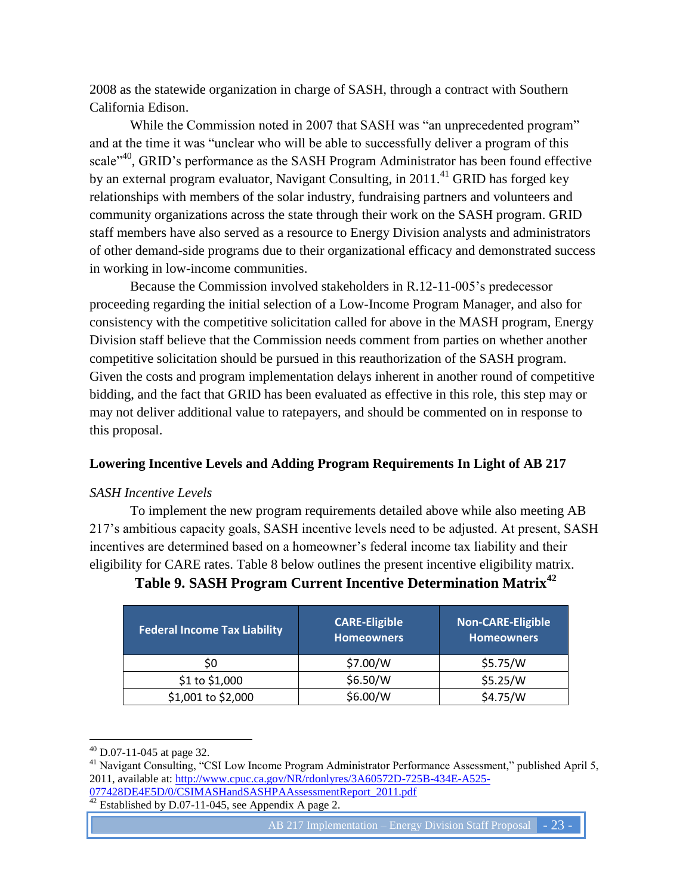2008 as the statewide organization in charge of SASH, through a contract with Southern California Edison.

While the Commission noted in 2007 that SASH was "an unprecedented program" and at the time it was "unclear who will be able to successfully deliver a program of this scale"[40], GRID's performance as the SASH Program Administrator has been found effective by an external program evaluator, Navigant Consulting, in 2011.[41] GRID has forged key relationships with members of the solar industry, fundraising partners and volunteers and community organizations across the state through their work on the SASH program. GRID staff members have also served as a resource to Energy Division analysts and administrators of other demand-side programs due to their organizational efficacy and demonstrated success in working in low-income communities.

Because the Commission involved stakeholders in R.12-11-005's predecessor proceeding regarding the initial selection of a Low-Income Program Manager, and also for consistency with the competitive solicitation called for above in the MASH program, Energy Division staff believe that the Commission needs comment from parties on whether another competitive solicitation should be pursued in this reauthorization of the SASH program. Given the costs and program implementation delays inherent in another round of competitive bidding, and the fact that GRID has been evaluated as effective in this role, this step may or may not deliver additional value to ratepayers, and should be commented on in response to this proposal.

### Lowering Incentive Levels and Adding Program Requirements In Light of AB 217

*SASH Incentive Levels*

To implement the new program requirements detailed above while also meeting AB 217's ambitious capacity goals, SASH incentive levels need to be adjusted. At present, SASH incentives are determined based on a homeowner's federal income tax liability and their eligibility for CARE rates. Table 8 below outlines the present incentive eligibility matrix.

**Table 9. SASH Program Current Incentive Determination Matrix[42]**

| Federal Income Tax Liability | CARE-Eligible Homeowners | Non-CARE-Eligible Homeowners |
|---|---|---|
| $0 | $7.00/W | $5.75/W |
| $1 to $1,000 | $6.50/W | $5.25/W |
| $1,001 to $2,000 | $6.00/W | $4.75/W |

[40] D.07-11-045 at page 32.

[41] Navigant Consulting, "CSI Low Income Program Administrator Performance Assessment," published April 5, 2011, available at: http://www.cpuc.ca.gov/NR/rdonlyres/3A60572D-725B-434E-A525-077428DE4E5D/0/CSIMASHandSASHPAAssessmentReport_2011.pdf

[42] Established by D.07-11-045, see Appendix A page 2.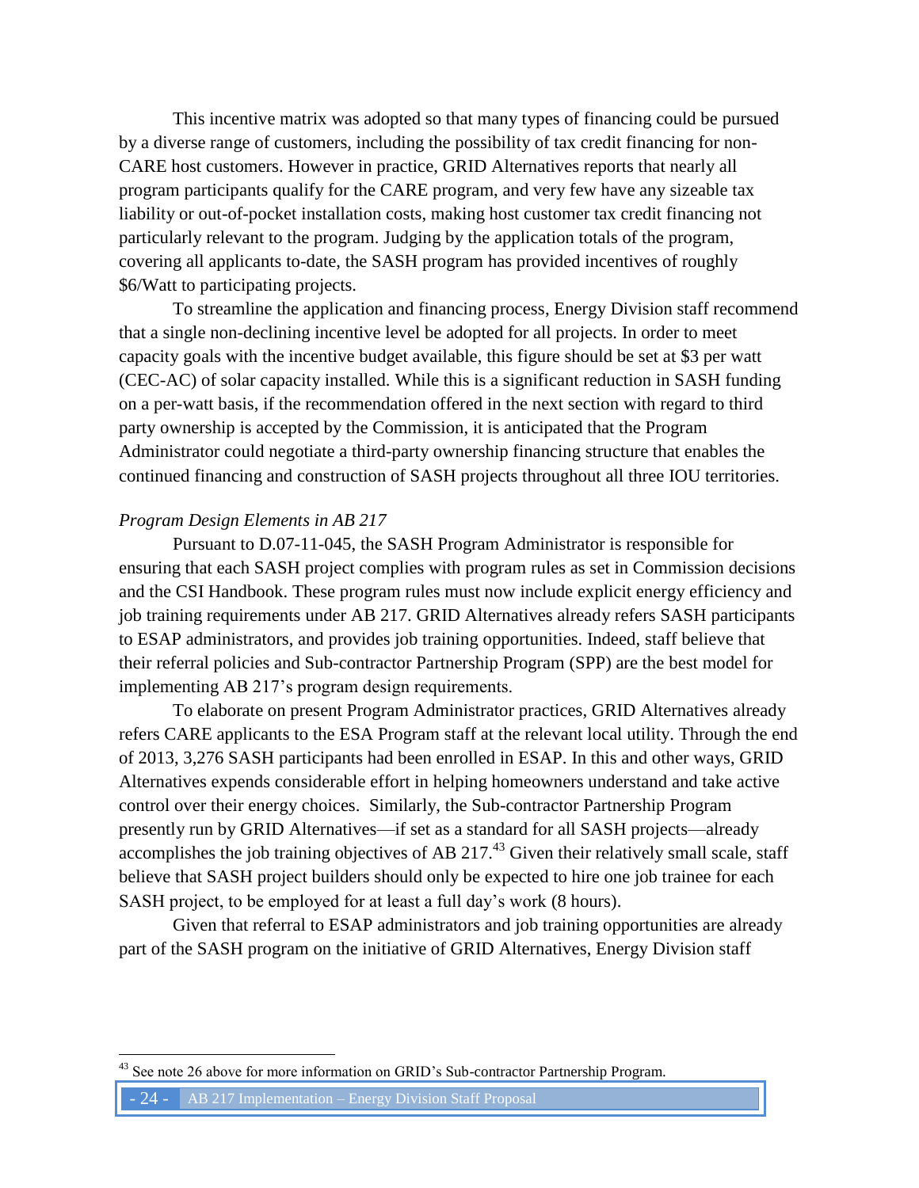This incentive matrix was adopted so that many types of financing could be pursued by a diverse range of customers, including the possibility of tax credit financing for non-CARE host customers. However in practice, GRID Alternatives reports that nearly all program participants qualify for the CARE program, and very few have any sizeable tax liability or out-of-pocket installation costs, making host customer tax credit financing not particularly relevant to the program. Judging by the application totals of the program, covering all applicants to-date, the SASH program has provided incentives of roughly $6/Watt to participating projects.

To streamline the application and financing process, Energy Division staff recommend that a single non-declining incentive level be adopted for all projects. In order to meet capacity goals with the incentive budget available, this figure should be set at $3 per watt (CEC-AC) of solar capacity installed. While this is a significant reduction in SASH funding on a per-watt basis, if the recommendation offered in the next section with regard to third party ownership is accepted by the Commission, it is anticipated that the Program Administrator could negotiate a third-party ownership financing structure that enables the continued financing and construction of SASH projects throughout all three IOU territories.

*Program Design Elements in AB 217*

Pursuant to D.07-11-045, the SASH Program Administrator is responsible for ensuring that each SASH project complies with program rules as set in Commission decisions and the CSI Handbook. These program rules must now include explicit energy efficiency and job training requirements under AB 217. GRID Alternatives already refers SASH participants to ESAP administrators, and provides job training opportunities. Indeed, staff believe that their referral policies and Sub-contractor Partnership Program (SPP) are the best model for implementing AB 217's program design requirements.

To elaborate on present Program Administrator practices, GRID Alternatives already refers CARE applicants to the ESA Program staff at the relevant local utility. Through the end of 2013, 3,276 SASH participants had been enrolled in ESAP. In this and other ways, GRID Alternatives expends considerable effort in helping homeowners understand and take active control over their energy choices. Similarly, the Sub-contractor Partnership Program presently run by GRID Alternatives—if set as a standard for all SASH projects—already accomplishes the job training objectives of AB 217.[43] Given their relatively small scale, staff believe that SASH project builders should only be expected to hire one job trainee for each SASH project, to be employed for at least a full day's work (8 hours).

Given that referral to ESAP administrators and job training opportunities are already part of the SASH program on the initiative of GRID Alternatives, Energy Division staff

[43] See note 26 above for more information on GRID's Sub-contractor Partnership Program.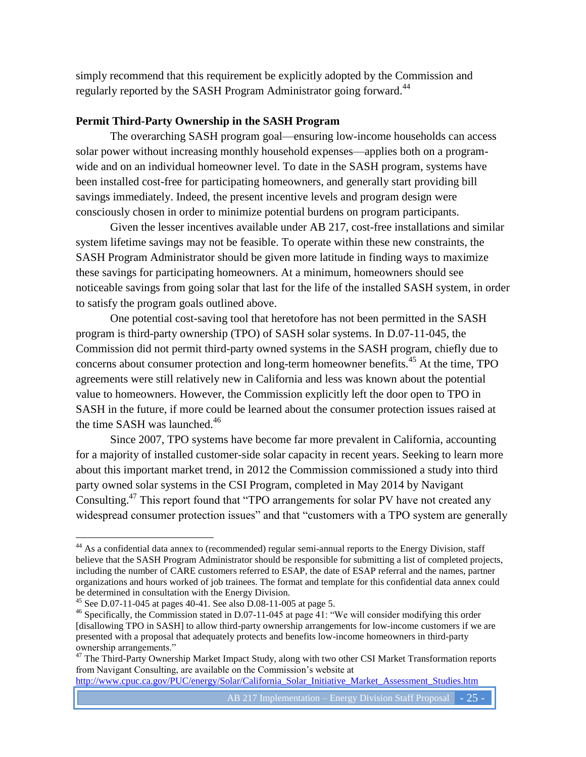simply recommend that this requirement be explicitly adopted by the Commission and regularly reported by the SASH Program Administrator going forward.[44]

**Permit Third-Party Ownership in the SASH Program**

The overarching SASH program goal—ensuring low-income households can access solar power without increasing monthly household expenses—applies both on a program-wide and on an individual homeowner level. To date in the SASH program, systems have been installed cost-free for participating homeowners, and generally start providing bill savings immediately. Indeed, the present incentive levels and program design were consciously chosen in order to minimize potential burdens on program participants.

Given the lesser incentives available under AB 217, cost-free installations and similar system lifetime savings may not be feasible. To operate within these new constraints, the SASH Program Administrator should be given more latitude in finding ways to maximize these savings for participating homeowners. At a minimum, homeowners should see noticeable savings from going solar that last for the life of the installed SASH system, in order to satisfy the program goals outlined above.

One potential cost-saving tool that heretofore has not been permitted in the SASH program is third-party ownership (TPO) of SASH solar systems. In D.07-11-045, the Commission did not permit third-party owned systems in the SASH program, chiefly due to concerns about consumer protection and long-term homeowner benefits.[45] At the time, TPO agreements were still relatively new in California and less was known about the potential value to homeowners. However, the Commission explicitly left the door open to TPO in SASH in the future, if more could be learned about the consumer protection issues raised at the time SASH was launched.[46]

Since 2007, TPO systems have become far more prevalent in California, accounting for a majority of installed customer-side solar capacity in recent years. Seeking to learn more about this important market trend, in 2012 the Commission commissioned a study into third party owned solar systems in the CSI Program, completed in May 2014 by Navigant Consulting.[47] This report found that "TPO arrangements for solar PV have not created any widespread consumer protection issues" and that "customers with a TPO system are generally

---

[44] As a confidential data annex to (recommended) regular semi-annual reports to the Energy Division, staff believe that the SASH Program Administrator should be responsible for submitting a list of completed projects, including the number of CARE customers referred to ESAP, the date of ESAP referral and the names, partner organizations and hours worked of job trainees. The format and template for this confidential data annex could be determined in consultation with the Energy Division.

[45] See D.07-11-045 at pages 40-41. See also D.08-11-005 at page 5.

[46] Specifically, the Commission stated in D.07-11-045 at page 41: "We will consider modifying this order [disallowing TPO in SASH] to allow third-party ownership arrangements for low-income customers if we are presented with a proposal that adequately protects and benefits low-income homeowners in third-party ownership arrangements."

[47] The Third-Party Ownership Market Impact Study, along with two other CSI Market Transformation reports from Navigant Consulting, are available on the Commission's website at http://www.cpuc.ca.gov/PUC/energy/Solar/California_Solar_Initiative_Market_Assessment_Studies.htm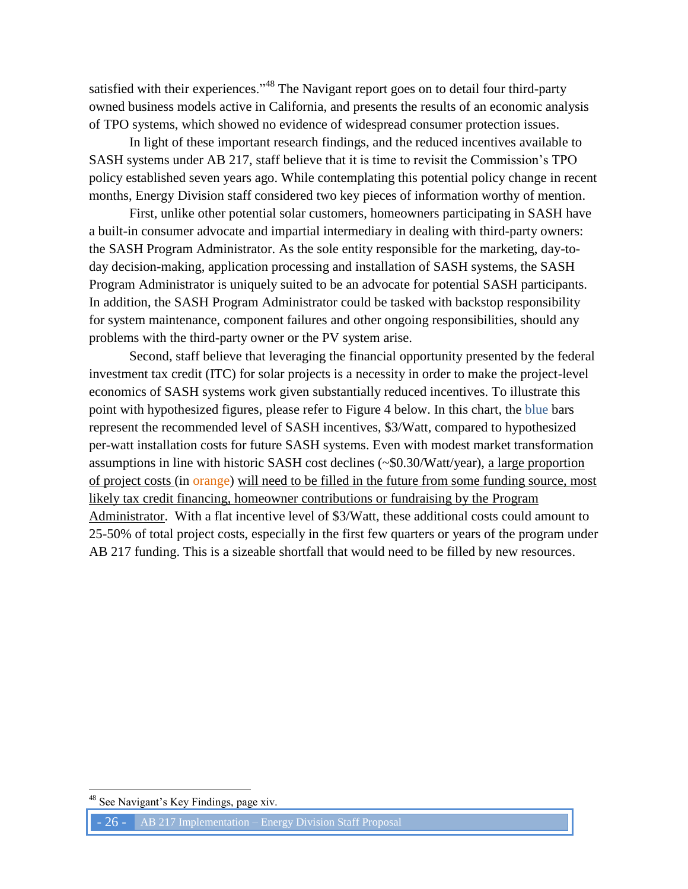satisfied with their experiences."[48] The Navigant report goes on to detail four third-party owned business models active in California, and presents the results of an economic analysis of TPO systems, which showed no evidence of widespread consumer protection issues.

In light of these important research findings, and the reduced incentives available to SASH systems under AB 217, staff believe that it is time to revisit the Commission's TPO policy established seven years ago. While contemplating this potential policy change in recent months, Energy Division staff considered two key pieces of information worthy of mention.

First, unlike other potential solar customers, homeowners participating in SASH have a built-in consumer advocate and impartial intermediary in dealing with third-party owners: the SASH Program Administrator. As the sole entity responsible for the marketing, day-to-day decision-making, application processing and installation of SASH systems, the SASH Program Administrator is uniquely suited to be an advocate for potential SASH participants. In addition, the SASH Program Administrator could be tasked with backstop responsibility for system maintenance, component failures and other ongoing responsibilities, should any problems with the third-party owner or the PV system arise.

Second, staff believe that leveraging the financial opportunity presented by the federal investment tax credit (ITC) for solar projects is a necessity in order to make the project-level economics of SASH systems work given substantially reduced incentives. To illustrate this point with hypothesized figures, please refer to Figure 4 below. In this chart, the blue bars represent the recommended level of SASH incentives, \$3/Watt, compared to hypothesized per-watt installation costs for future SASH systems. Even with modest market transformation assumptions in line with historic SASH cost declines (~\$0.30/Watt/year), <u>a large proportion of project costs</u> (in orange) <u>will need to be filled in the future from some funding source, most likely tax credit financing, homeowner contributions or fundraising by the Program Administrator</u>. With a flat incentive level of \$3/Watt, these additional costs could amount to 25-50% of total project costs, especially in the first few quarters or years of the program under AB 217 funding. This is a sizeable shortfall that would need to be filled by new resources.

---

[48] See Navigant's Key Findings, page xiv.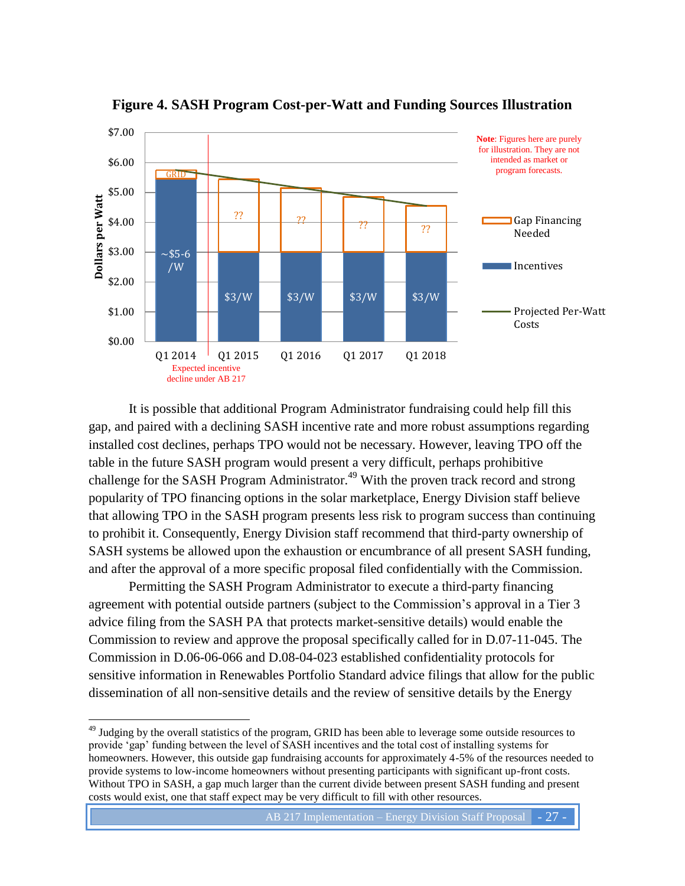**Figure 4. SASH Program Cost-per-Watt and Funding Sources Illustration**

| | Q1 2014 | Q1 2015 | Q1 2016 | Q1 2017 | Q1 2018 |
|---|---|---|---|---|---|
| Gap Financing Needed | GRID | ?? | ?? | ?? | ?? |
| Incentives | ~$5-6 /W | $3/W | $3/W | $3/W | $3/W |

Dollars per Watt ($0.00 – $7.00). Legend: Gap Financing Needed; Incentives; Projected Per-Watt Costs. Expected incentive decline under AB 217 (between Q1 2014 and Q1 2015).

**Note**: Figures here are purely for illustration. They are not intended as market or program forecasts.

It is possible that additional Program Administrator fundraising could help fill this gap, and paired with a declining SASH incentive rate and more robust assumptions regarding installed cost declines, perhaps TPO would not be necessary. However, leaving TPO off the table in the future SASH program would present a very difficult, perhaps prohibitive challenge for the SASH Program Administrator.[49] With the proven track record and strong popularity of TPO financing options in the solar marketplace, Energy Division staff believe that allowing TPO in the SASH program presents less risk to program success than continuing to prohibit it. Consequently, Energy Division staff recommend that third-party ownership of SASH systems be allowed upon the exhaustion or encumbrance of all present SASH funding, and after the approval of a more specific proposal filed confidentially with the Commission.

Permitting the SASH Program Administrator to execute a third-party financing agreement with potential outside partners (subject to the Commission's approval in a Tier 3 advice filing from the SASH PA that protects market-sensitive details) would enable the Commission to review and approve the proposal specifically called for in D.07-11-045. The Commission in D.06-06-066 and D.08-04-023 established confidentiality protocols for sensitive information in Renewables Portfolio Standard advice filings that allow for the public dissemination of all non-sensitive details and the review of sensitive details by the Energy

[49] Judging by the overall statistics of the program, GRID has been able to leverage some outside resources to provide 'gap' funding between the level of SASH incentives and the total cost of installing systems for homeowners. However, this outside gap fundraising accounts for approximately 4-5% of the resources needed to provide systems to low-income homeowners without presenting participants with significant up-front costs. Without TPO in SASH, a gap much larger than the current divide between present SASH funding and present costs would exist, one that staff expect may be very difficult to fill with other resources.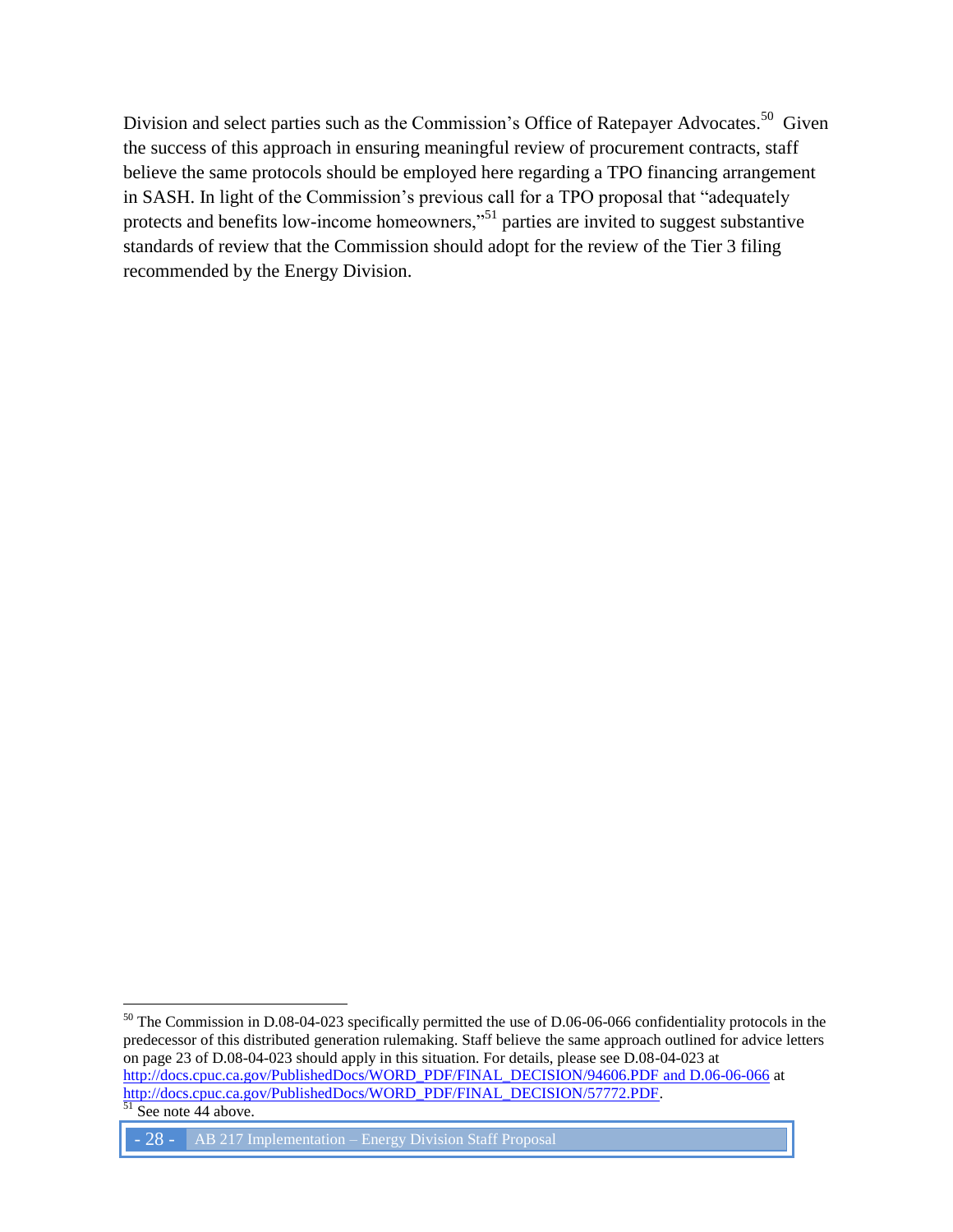Division and select parties such as the Commission's Office of Ratepayer Advocates.[50] Given the success of this approach in ensuring meaningful review of procurement contracts, staff believe the same protocols should be employed here regarding a TPO financing arrangement in SASH. In light of the Commission's previous call for a TPO proposal that "adequately protects and benefits low-income homeowners,"[51] parties are invited to suggest substantive standards of review that the Commission should adopt for the review of the Tier 3 filing recommended by the Energy Division.

---

[50] The Commission in D.08-04-023 specifically permitted the use of D.06-06-066 confidentiality protocols in the predecessor of this distributed generation rulemaking. Staff believe the same approach outlined for advice letters on page 23 of D.08-04-023 should apply in this situation. For details, please see D.08-04-023 at http://docs.cpuc.ca.gov/PublishedDocs/WORD_PDF/FINAL_DECISION/94606.PDF and D.06-06-066 at http://docs.cpuc.ca.gov/PublishedDocs/WORD_PDF/FINAL_DECISION/57772.PDF.

[51] See note 44 above.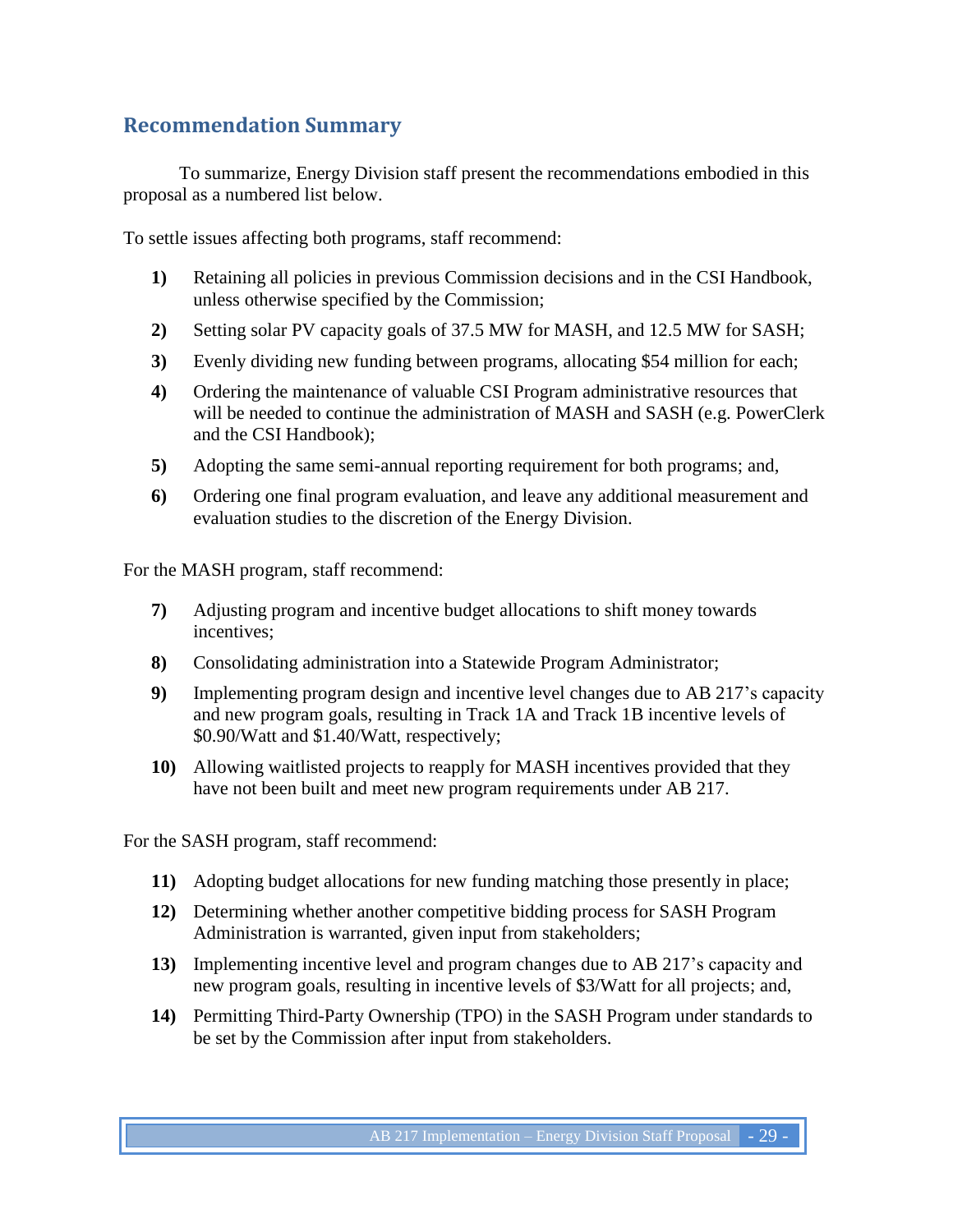## Recommendation Summary

To summarize, Energy Division staff present the recommendations embodied in this proposal as a numbered list below.

To settle issues affecting both programs, staff recommend:

1) Retaining all policies in previous Commission decisions and in the CSI Handbook, unless otherwise specified by the Commission;
2) Setting solar PV capacity goals of 37.5 MW for MASH, and 12.5 MW for SASH;
3) Evenly dividing new funding between programs, allocating $54 million for each;
4) Ordering the maintenance of valuable CSI Program administrative resources that will be needed to continue the administration of MASH and SASH (e.g. PowerClerk and the CSI Handbook);
5) Adopting the same semi-annual reporting requirement for both programs; and,
6) Ordering one final program evaluation, and leave any additional measurement and evaluation studies to the discretion of the Energy Division.

For the MASH program, staff recommend:

7) Adjusting program and incentive budget allocations to shift money towards incentives;
8) Consolidating administration into a Statewide Program Administrator;
9) Implementing program design and incentive level changes due to AB 217's capacity and new program goals, resulting in Track 1A and Track 1B incentive levels of $0.90/Watt and $1.40/Watt, respectively;
10) Allowing waitlisted projects to reapply for MASH incentives provided that they have not been built and meet new program requirements under AB 217.

For the SASH program, staff recommend:

11) Adopting budget allocations for new funding matching those presently in place;
12) Determining whether another competitive bidding process for SASH Program Administration is warranted, given input from stakeholders;
13) Implementing incentive level and program changes due to AB 217's capacity and new program goals, resulting in incentive levels of $3/Watt for all projects; and,
14) Permitting Third-Party Ownership (TPO) in the SASH Program under standards to be set by the Commission after input from stakeholders.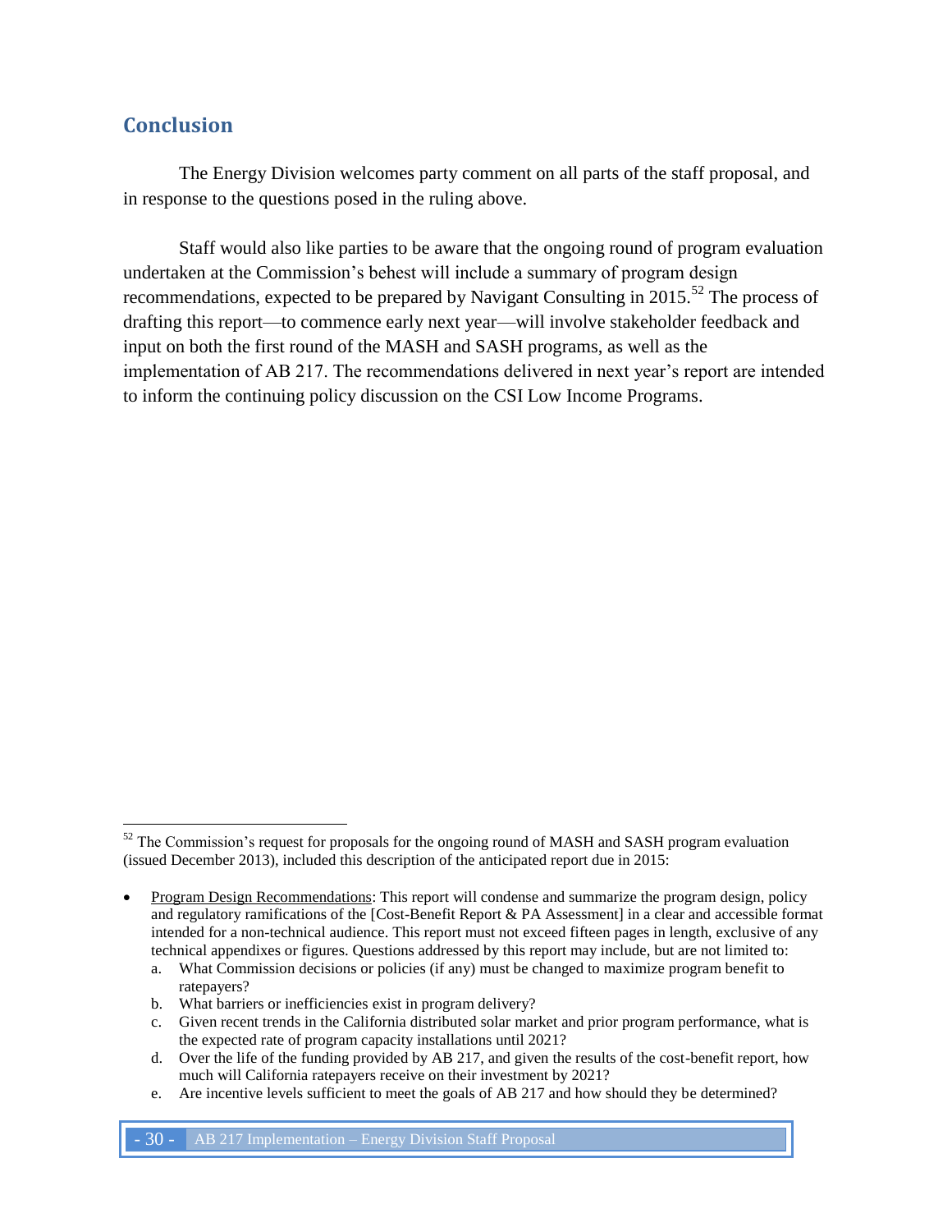## Conclusion

The Energy Division welcomes party comment on all parts of the staff proposal, and in response to the questions posed in the ruling above.

Staff would also like parties to be aware that the ongoing round of program evaluation undertaken at the Commission's behest will include a summary of program design recommendations, expected to be prepared by Navigant Consulting in 2015.[52] The process of drafting this report—to commence early next year—will involve stakeholder feedback and input on both the first round of the MASH and SASH programs, as well as the implementation of AB 217. The recommendations delivered in next year's report are intended to inform the continuing policy discussion on the CSI Low Income Programs.

---

[52] The Commission's request for proposals for the ongoing round of MASH and SASH program evaluation (issued December 2013), included this description of the anticipated report due in 2015:

- Program Design Recommendations: This report will condense and summarize the program design, policy and regulatory ramifications of the [Cost-Benefit Report & PA Assessment] in a clear and accessible format intended for a non-technical audience. This report must not exceed fifteen pages in length, exclusive of any technical appendixes or figures. Questions addressed by this report may include, but are not limited to:
  a. What Commission decisions or policies (if any) must be changed to maximize program benefit to ratepayers?
  b. What barriers or inefficiencies exist in program delivery?
  c. Given recent trends in the California distributed solar market and prior program performance, what is the expected rate of program capacity installations until 2021?
  d. Over the life of the funding provided by AB 217, and given the results of the cost-benefit report, how much will California ratepayers receive on their investment by 2021?
  e. Are incentive levels sufficient to meet the goals of AB 217 and how should they be determined?